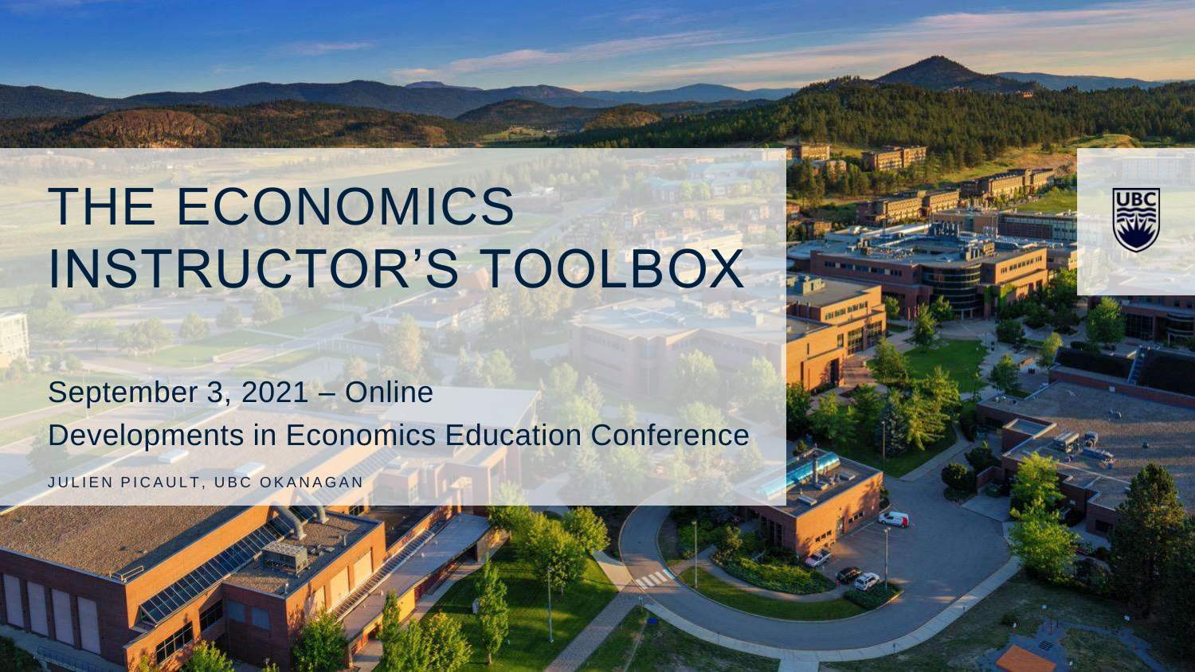# THE ECONOMICS INSTRUCTOR'S TOOLBOX

September 3, 2021 – Online

Developments in Economics Education Conference

JULIEN PICAULT, UBC OKANAGAN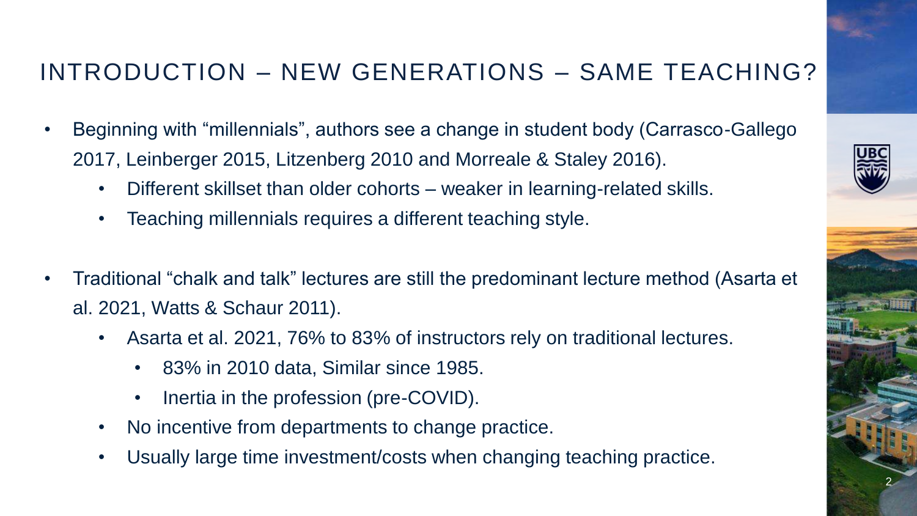## INTRODUCTION – NEW GENERATIONS – SAME TEACHING?

- Beginning with “millennials”, authors see a change in student body (Carrasco-Gallego 2017, Leinberger 2015, Litzenberg 2010 and Morreale & Staley 2016).
  - Different skillset than older cohorts – weaker in learning-related skills.
  - Teaching millennials requires a different teaching style.

- Traditional “chalk and talk” lectures are still the predominant lecture method (Asarta et al. 2021, Watts & Schaur 2011).
  - Asarta et al. 2021, 76% to 83% of instructors rely on traditional lectures.
    - 83% in 2010 data, Similar since 1985.
    - Inertia in the profession (pre-COVID).
  - No incentive from departments to change practice.
  - Usually large time investment/costs when changing teaching practice.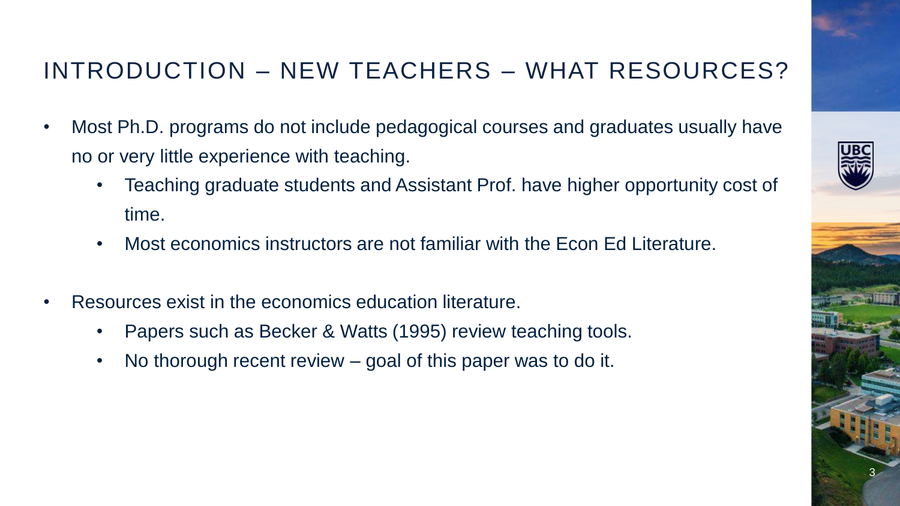# INTRODUCTION – NEW TEACHERS – WHAT RESOURCES?

- Most Ph.D. programs do not include pedagogical courses and graduates usually have no or very little experience with teaching.
    - Teaching graduate students and Assistant Prof. have higher opportunity cost of time.
    - Most economics instructors are not familiar with the Econ Ed Literature.
- Resources exist in the economics education literature.
    - Papers such as Becker & Watts (1995) review teaching tools.
    - No thorough recent review – goal of this paper was to do it.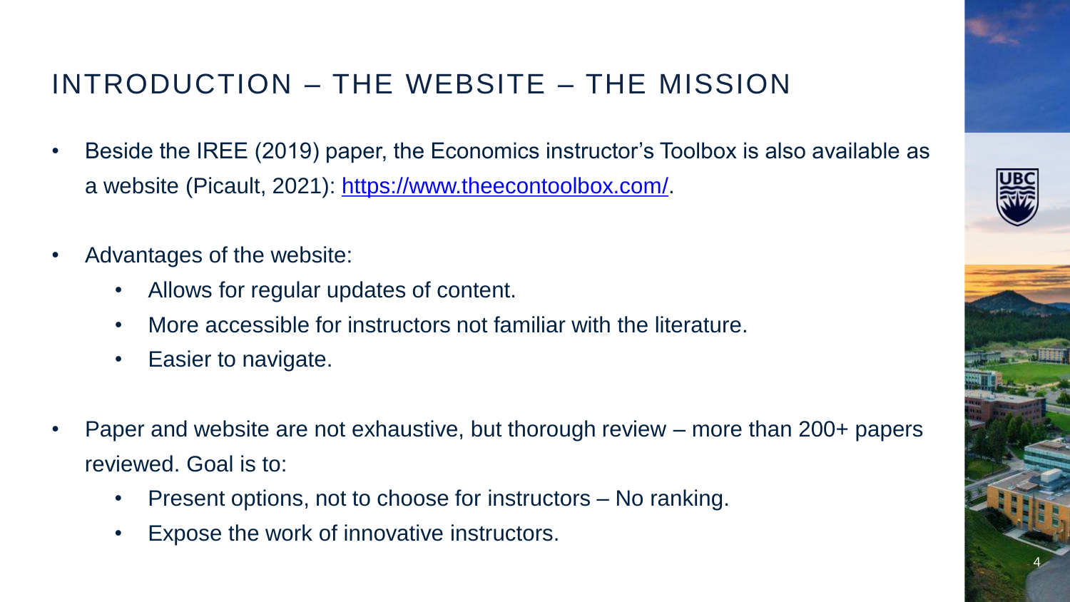# INTRODUCTION – THE WEBSITE – THE MISSION

- Beside the IREE (2019) paper, the Economics instructor's Toolbox is also available as a website (Picault, 2021): [https://www.theecontoolbox.com/](https://www.theecontoolbox.com/).

- Advantages of the website:
  - Allows for regular updates of content.
  - More accessible for instructors not familiar with the literature.
  - Easier to navigate.

- Paper and website are not exhaustive, but thorough review – more than 200+ papers reviewed. Goal is to:
  - Present options, not to choose for instructors – No ranking.
  - Expose the work of innovative instructors.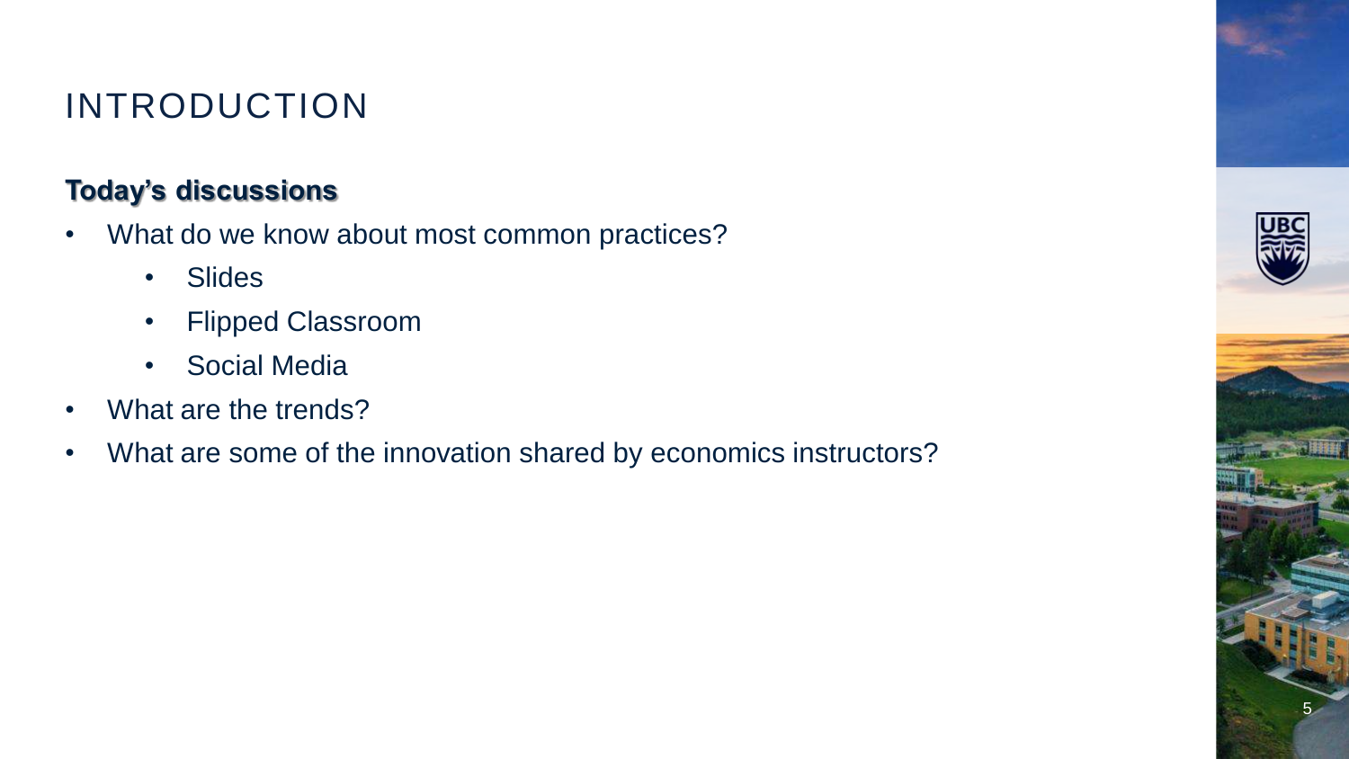# INTRODUCTION

**Today's discussions**

- What do we know about most common practices?
  - Slides
  - Flipped Classroom
  - Social Media
- What are the trends?
- What are some of the innovation shared by economics instructors?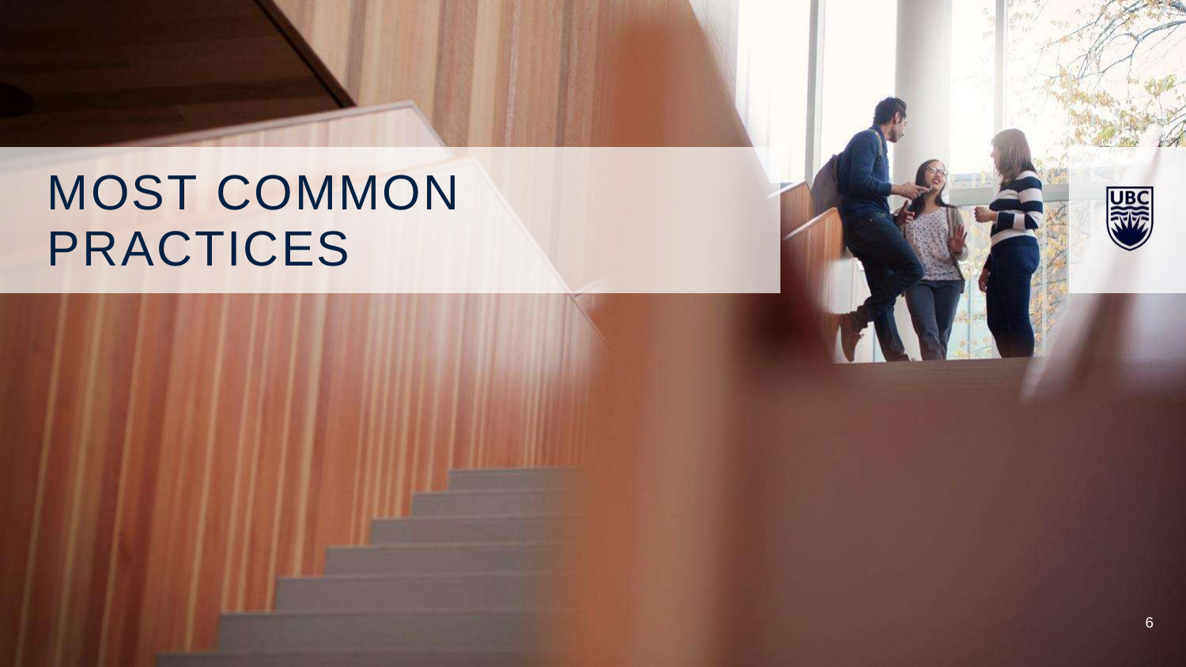# MOST COMMON PRACTICES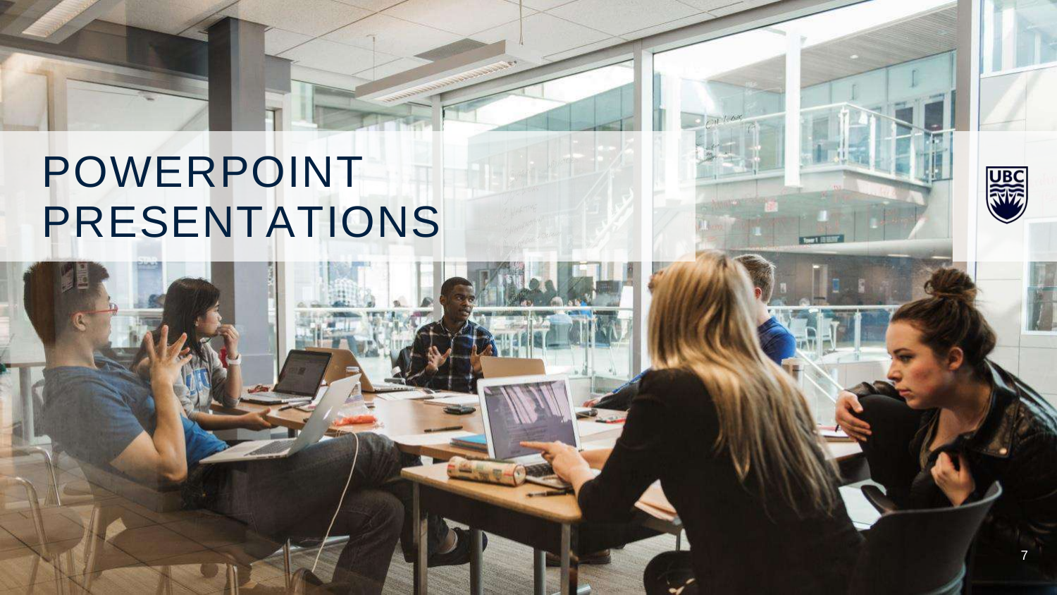# POWERPOINT PRESENTATIONS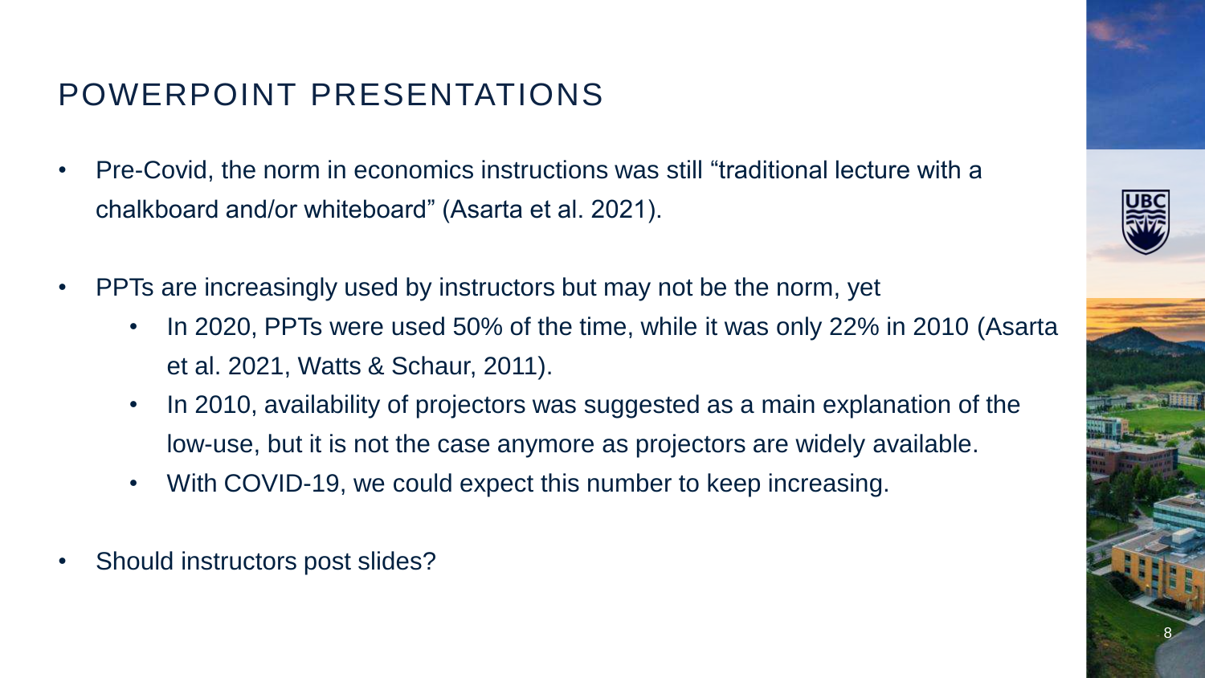# POWERPOINT PRESENTATIONS

- Pre-Covid, the norm in economics instructions was still "traditional lecture with a chalkboard and/or whiteboard" (Asarta et al. 2021).
- PPTs are increasingly used by instructors but may not be the norm, yet
  - In 2020, PPTs were used 50% of the time, while it was only 22% in 2010 (Asarta et al. 2021, Watts & Schaur, 2011).
  - In 2010, availability of projectors was suggested as a main explanation of the low-use, but it is not the case anymore as projectors are widely available.
  - With COVID-19, we could expect this number to keep increasing.
- Should instructors post slides?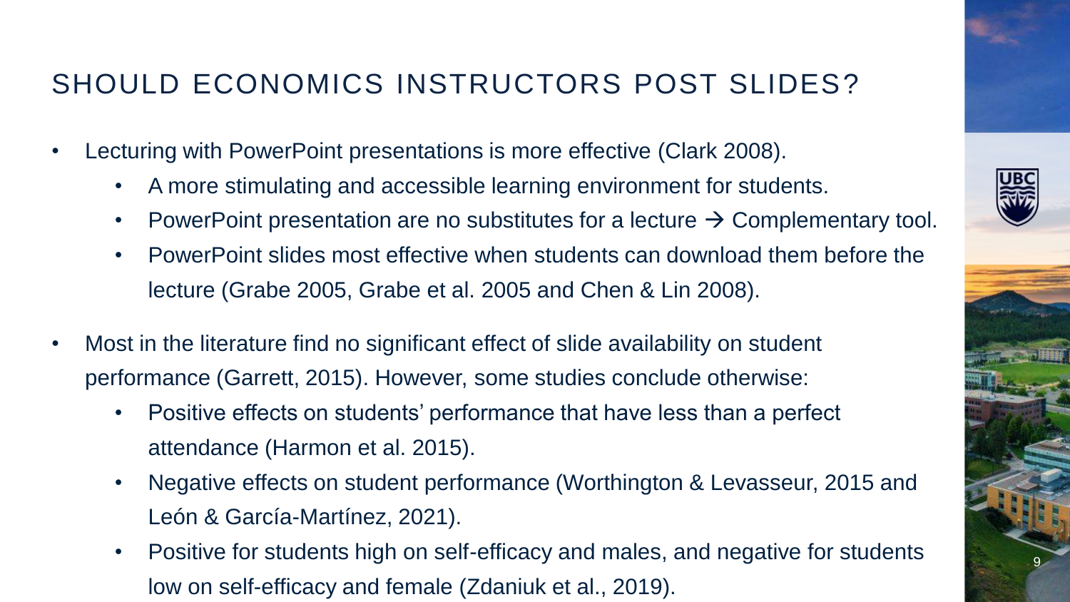# SHOULD ECONOMICS INSTRUCTORS POST SLIDES?

- Lecturing with PowerPoint presentations is more effective (Clark 2008).
  - A more stimulating and accessible learning environment for students.
  - PowerPoint presentation are no substitutes for a lecture → Complementary tool.
  - PowerPoint slides most effective when students can download them before the lecture (Grabe 2005, Grabe et al. 2005 and Chen & Lin 2008).
- Most in the literature find no significant effect of slide availability on student performance (Garrett, 2015). However, some studies conclude otherwise:
  - Positive effects on students' performance that have less than a perfect attendance (Harmon et al. 2015).
  - Negative effects on student performance (Worthington & Levasseur, 2015 and León & García-Martínez, 2021).
  - Positive for students high on self-efficacy and males, and negative for students low on self-efficacy and female (Zdaniuk et al., 2019).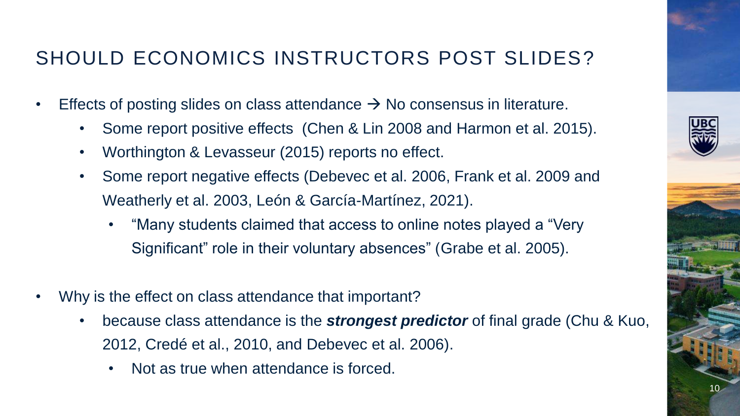# SHOULD ECONOMICS INSTRUCTORS POST SLIDES?

- Effects of posting slides on class attendance → No consensus in literature.
  - Some report positive effects (Chen & Lin 2008 and Harmon et al. 2015).
  - Worthington & Levasseur (2015) reports no effect.
  - Some report negative effects (Debevec et al. 2006, Frank et al. 2009 and Weatherly et al. 2003, León & García-Martínez, 2021).
    - "Many students claimed that access to online notes played a "Very Significant" role in their voluntary absences" (Grabe et al. 2005).

- Why is the effect on class attendance that important?
  - because class attendance is the ***strongest predictor*** of final grade (Chu & Kuo, 2012, Credé et al., 2010, and Debevec et al. 2006).
    - Not as true when attendance is forced.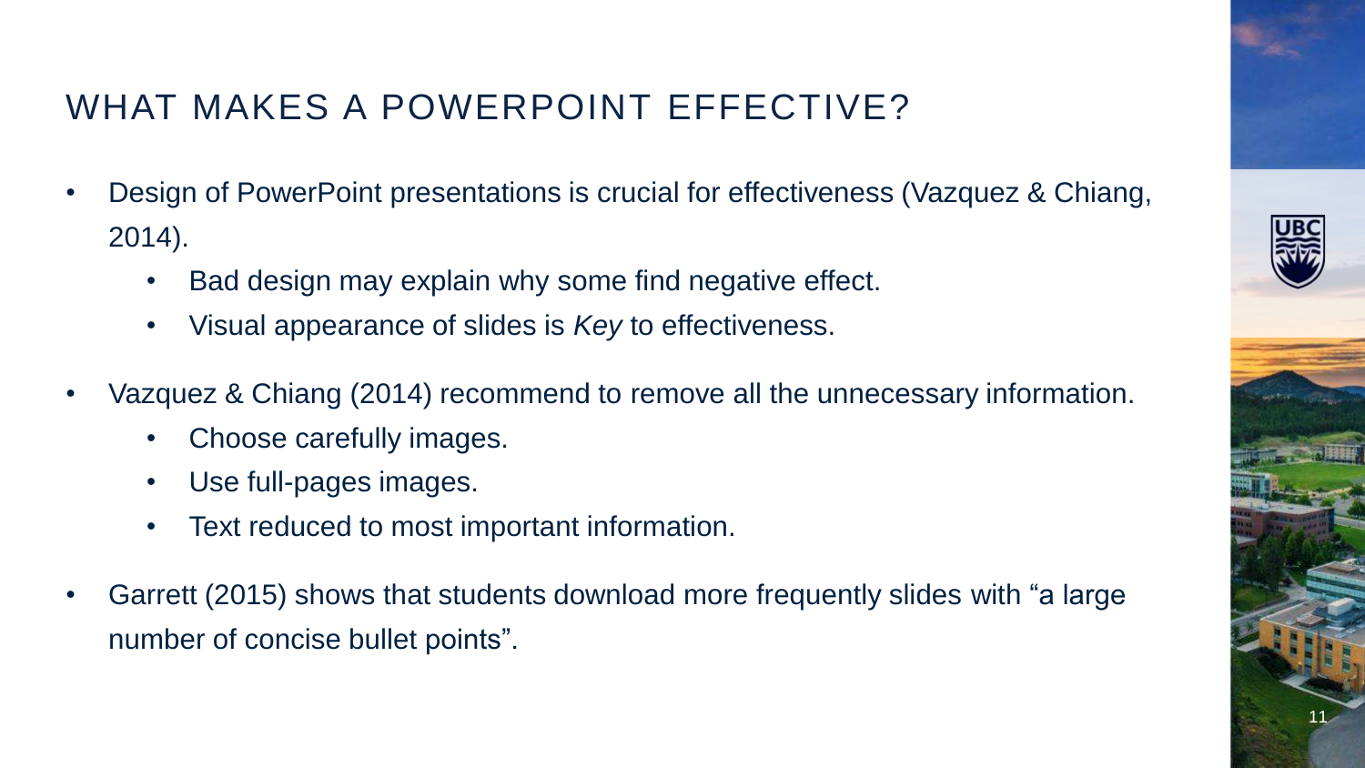# WHAT MAKES A POWERPOINT EFFECTIVE?

- Design of PowerPoint presentations is crucial for effectiveness (Vazquez & Chiang, 2014).
  - Bad design may explain why some find negative effect.
  - Visual appearance of slides is *Key* to effectiveness.
- Vazquez & Chiang (2014) recommend to remove all the unnecessary information.
  - Choose carefully images.
  - Use full-pages images.
  - Text reduced to most important information.
- Garrett (2015) shows that students download more frequently slides with "a large number of concise bullet points".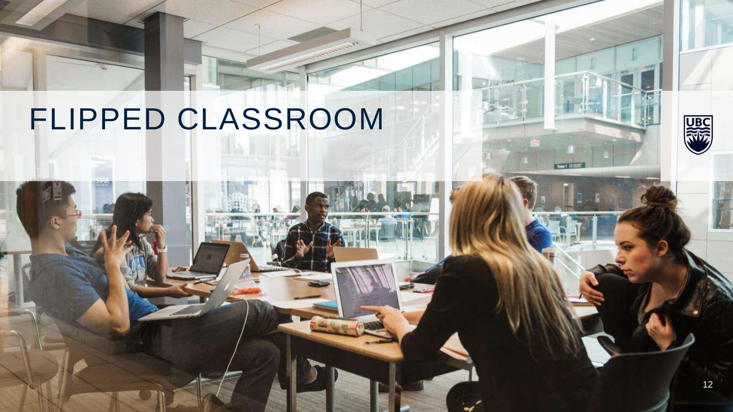# FLIPPED CLASSROOM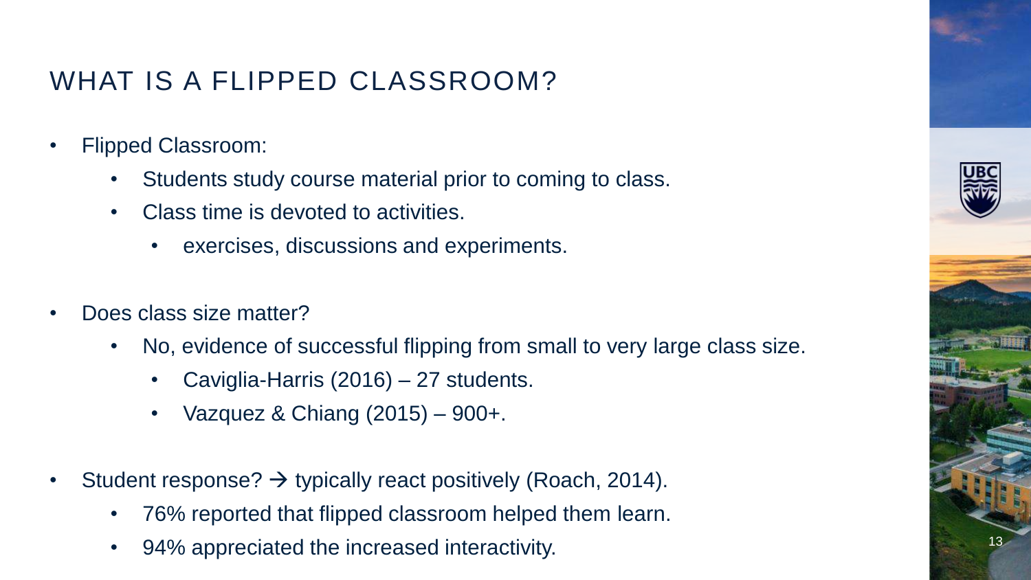# WHAT IS A FLIPPED CLASSROOM?

- Flipped Classroom:
  - Students study course material prior to coming to class.
  - Class time is devoted to activities.
    - exercises, discussions and experiments.

- Does class size matter?
  - No, evidence of successful flipping from small to very large class size.
    - Caviglia-Harris (2016) – 27 students.
    - Vazquez & Chiang (2015) – 900+.

- Student response? → typically react positively (Roach, 2014).
  - 76% reported that flipped classroom helped them learn.
  - 94% appreciated the increased interactivity.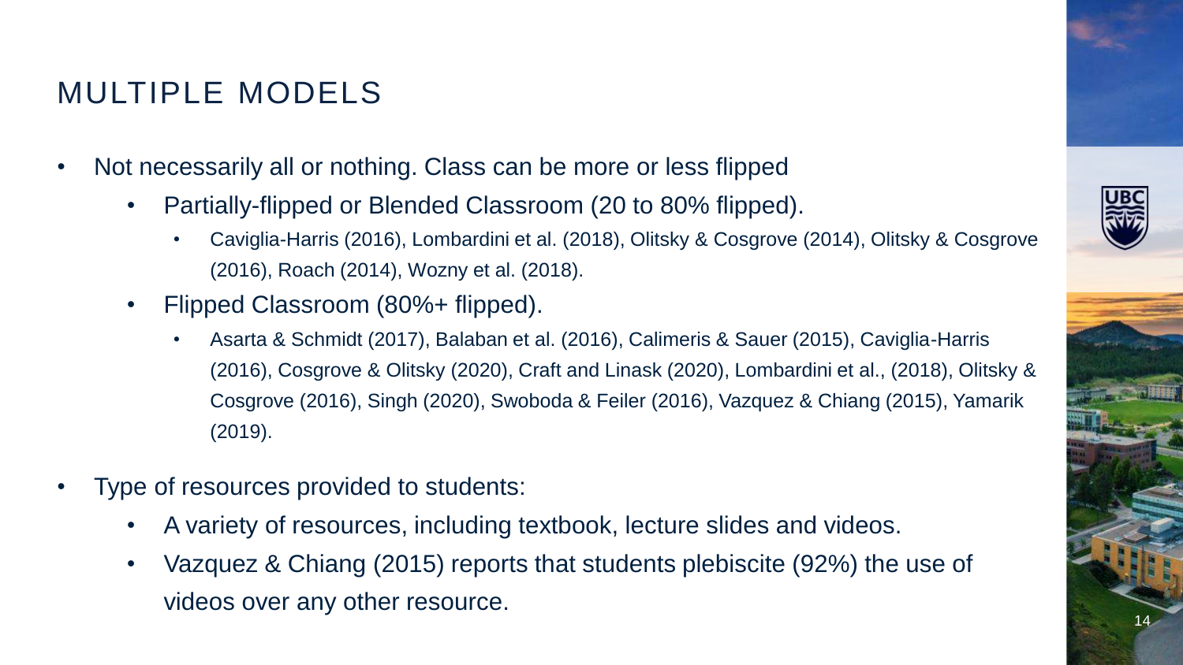## MULTIPLE MODELS

- Not necessarily all or nothing. Class can be more or less flipped
  - Partially-flipped or Blended Classroom (20 to 80% flipped).
    - Caviglia-Harris (2016), Lombardini et al. (2018), Olitsky & Cosgrove (2014), Olitsky & Cosgrove (2016), Roach (2014), Wozny et al. (2018).
  - Flipped Classroom (80%+ flipped).
    - Asarta & Schmidt (2017), Balaban et al. (2016), Calimeris & Sauer (2015), Caviglia-Harris (2016), Cosgrove & Olitsky (2020), Craft and Linask (2020), Lombardini et al., (2018), Olitsky & Cosgrove (2016), Singh (2020), Swoboda & Feiler (2016), Vazquez & Chiang (2015), Yamarik (2019).
- Type of resources provided to students:
  - A variety of resources, including textbook, lecture slides and videos.
  - Vazquez & Chiang (2015) reports that students plebiscite (92%) the use of videos over any other resource.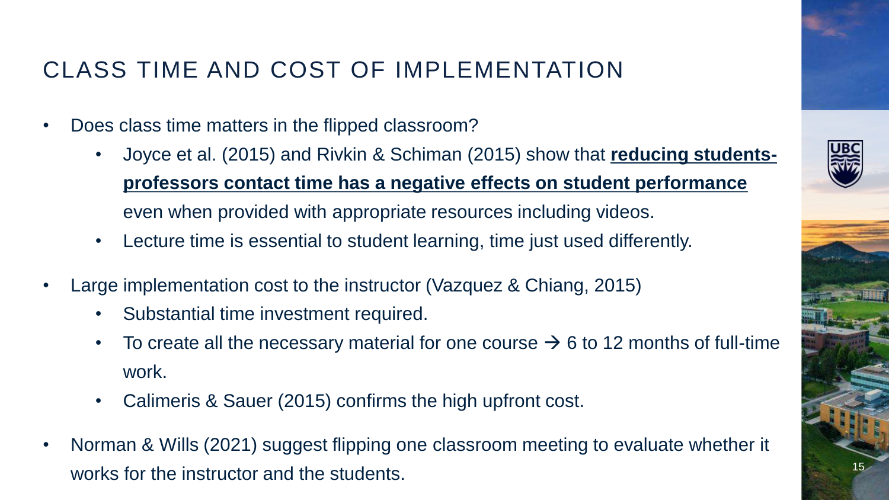## CLASS TIME AND COST OF IMPLEMENTATION

- Does class time matters in the flipped classroom?
  - Joyce et al. (2015) and Rivkin & Schiman (2015) show that **reducing students-professors contact time has a negative effects on student performance** even when provided with appropriate resources including videos.
  - Lecture time is essential to student learning, time just used differently.
- Large implementation cost to the instructor (Vazquez & Chiang, 2015)
  - Substantial time investment required.
  - To create all the necessary material for one course → 6 to 12 months of full-time work.
  - Calimeris & Sauer (2015) confirms the high upfront cost.
- Norman & Wills (2021) suggest flipping one classroom meeting to evaluate whether it works for the instructor and the students.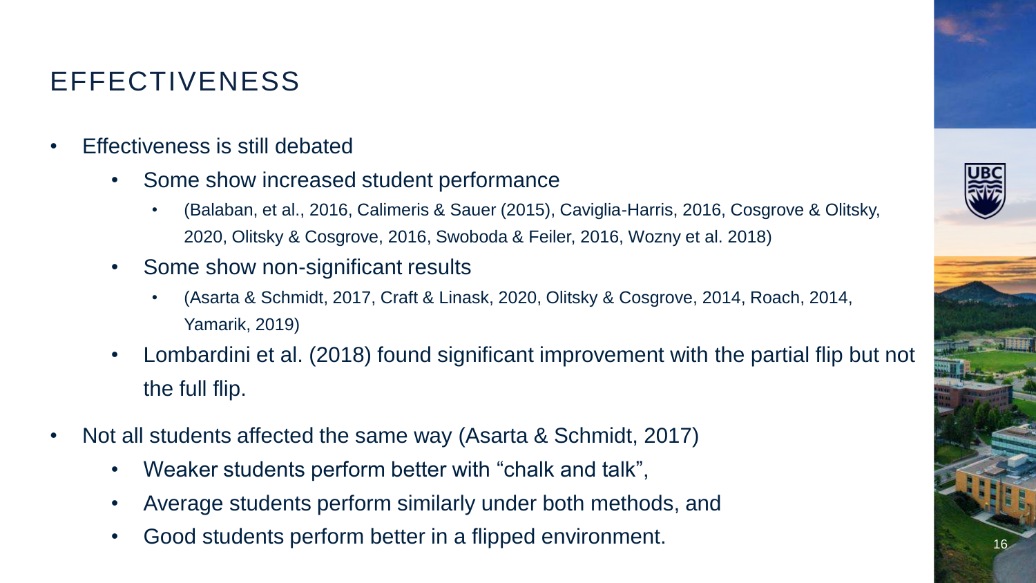## EFFECTIVENESS

- Effectiveness is still debated
  - Some show increased student performance
    - (Balaban, et al., 2016, Calimeris & Sauer (2015), Caviglia-Harris, 2016, Cosgrove & Olitsky, 2020, Olitsky & Cosgrove, 2016, Swoboda & Feiler, 2016, Wozny et al. 2018)
  - Some show non-significant results
    - (Asarta & Schmidt, 2017, Craft & Linask, 2020, Olitsky & Cosgrove, 2014, Roach, 2014, Yamarik, 2019)
  - Lombardini et al. (2018) found significant improvement with the partial flip but not the full flip.
- Not all students affected the same way (Asarta & Schmidt, 2017)
  - Weaker students perform better with "chalk and talk",
  - Average students perform similarly under both methods, and
  - Good students perform better in a flipped environment.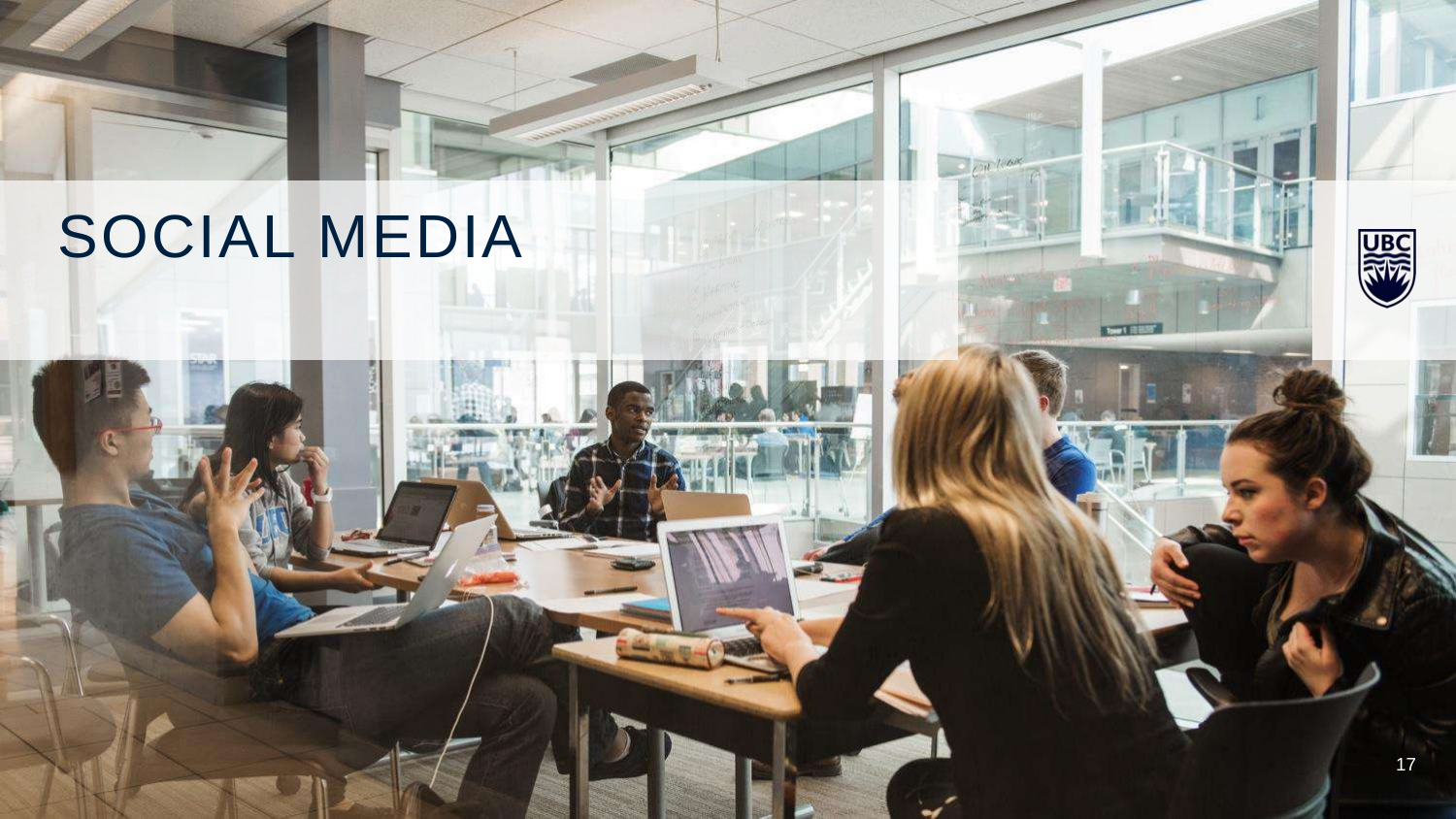# SOCIAL MEDIA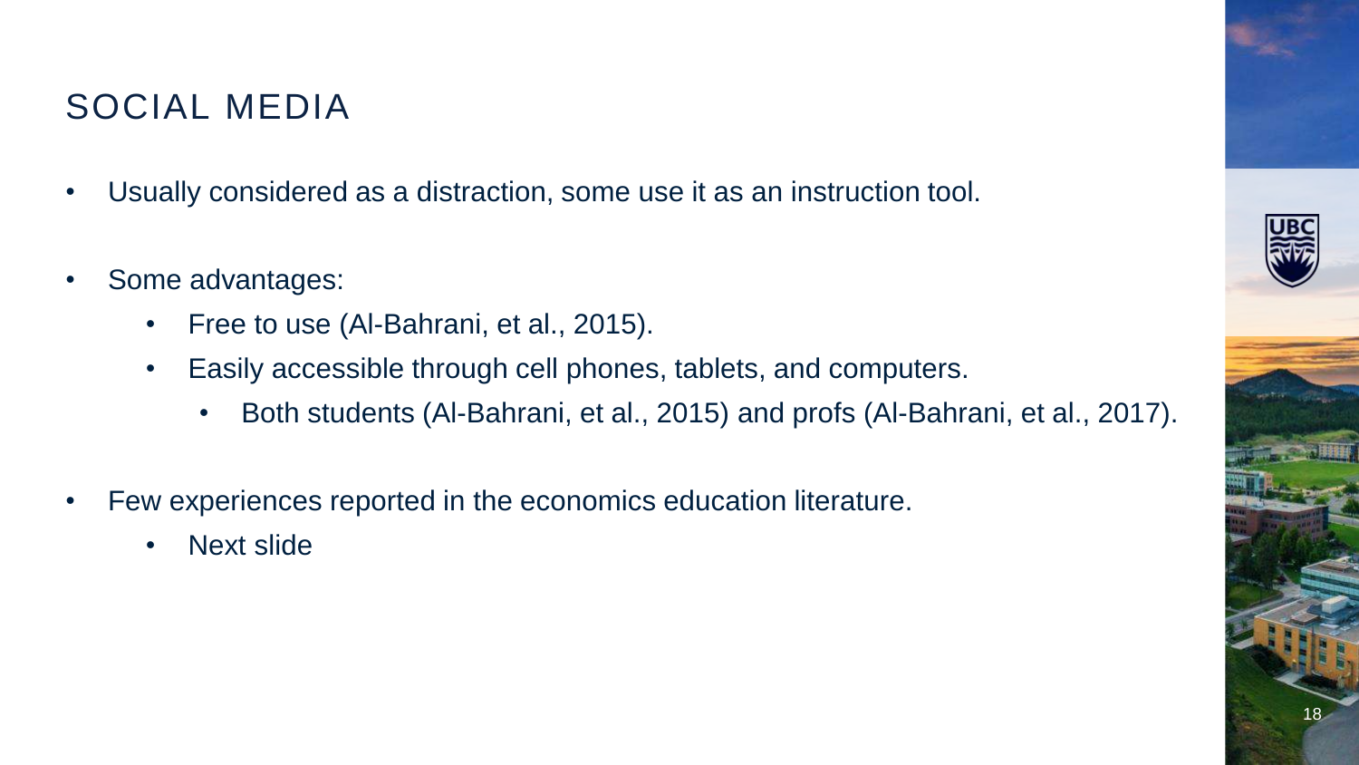## SOCIAL MEDIA

- Usually considered as a distraction, some use it as an instruction tool.
- Some advantages:
  - Free to use (Al-Bahrani, et al., 2015).
  - Easily accessible through cell phones, tablets, and computers.
    - Both students (Al-Bahrani, et al., 2015) and profs (Al-Bahrani, et al., 2017).
- Few experiences reported in the economics education literature.
  - Next slide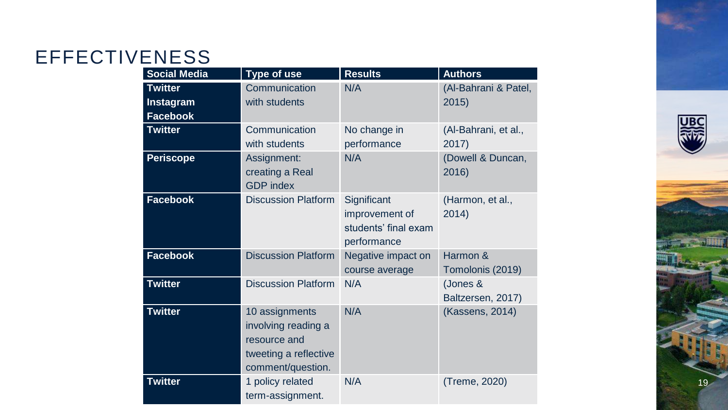# EFFECTIVENESS

| Social Media | Type of use | Results | Authors |
|---|---|---|---|
| **Twitter Instagram Facebook** | Communication with students | N/A | (Al-Bahrani & Patel, 2015) |
| **Twitter** | Communication with students | No change in performance | (Al-Bahrani, et al., 2017) |
| **Periscope** | Assignment: creating a Real GDP index | N/A | (Dowell & Duncan, 2016) |
| **Facebook** | Discussion Platform | Significant improvement of students' final exam performance | (Harmon, et al., 2014) |
| **Facebook** | Discussion Platform | Negative impact on course average | Harmon & Tomolonis (2019) |
| **Twitter** | Discussion Platform | N/A | (Jones & Baltzersen, 2017) |
| **Twitter** | 10 assignments involving reading a resource and tweeting a reflective comment/question. | N/A | (Kassens, 2014) |
| **Twitter** | 1 policy related term-assignment. | N/A | (Treme, 2020) |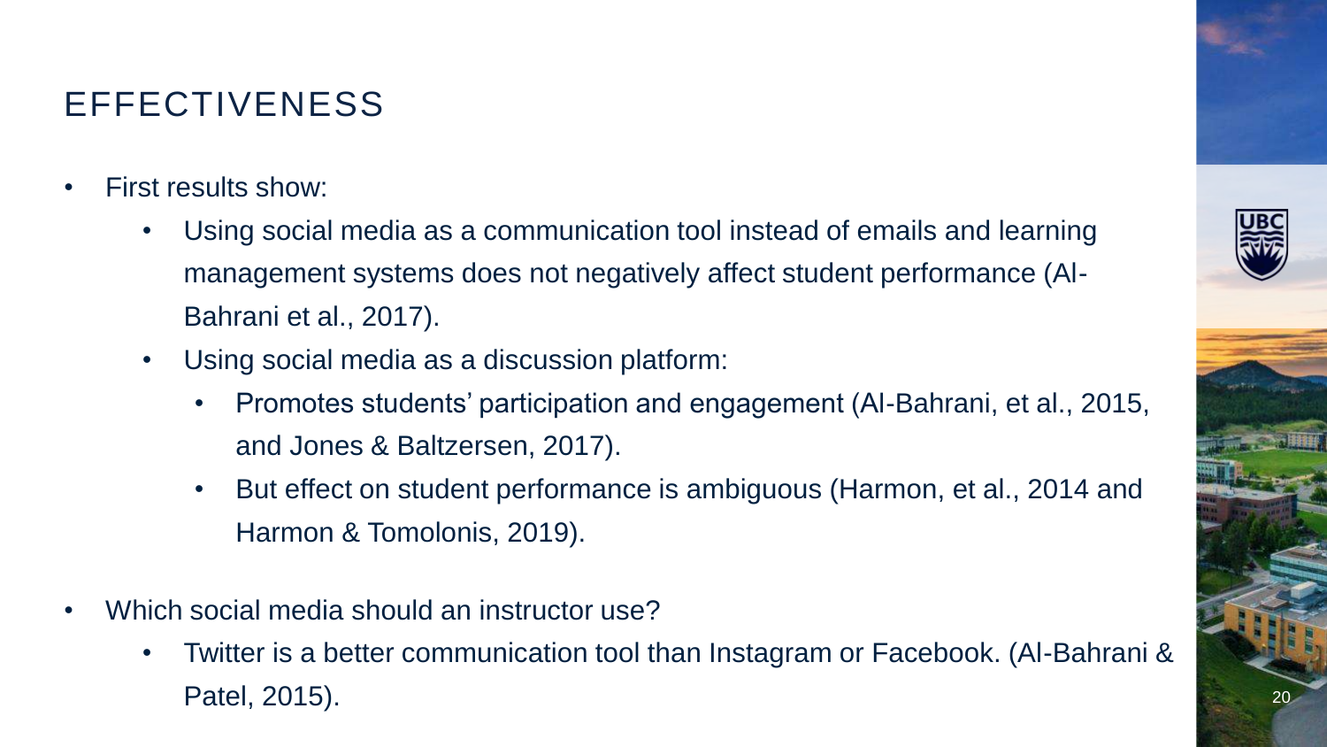# EFFECTIVENESS

- First results show:
  - Using social media as a communication tool instead of emails and learning management systems does not negatively affect student performance (Al-Bahrani et al., 2017).
  - Using social media as a discussion platform:
    - Promotes students' participation and engagement (Al-Bahrani, et al., 2015, and Jones & Baltzersen, 2017).
    - But effect on student performance is ambiguous (Harmon, et al., 2014 and Harmon & Tomolonis, 2019).
- Which social media should an instructor use?
  - Twitter is a better communication tool than Instagram or Facebook. (Al-Bahrani & Patel, 2015).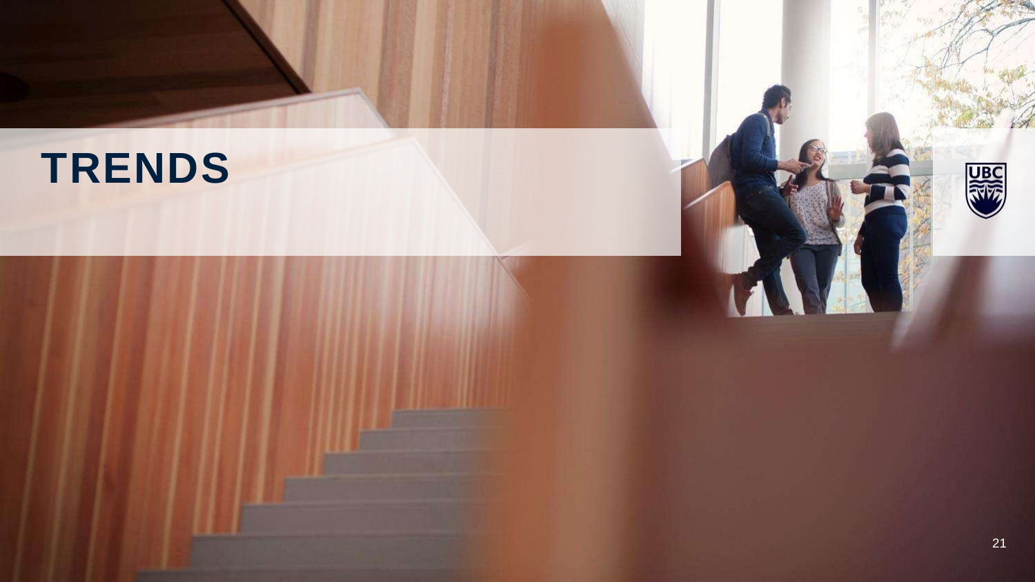# TRENDS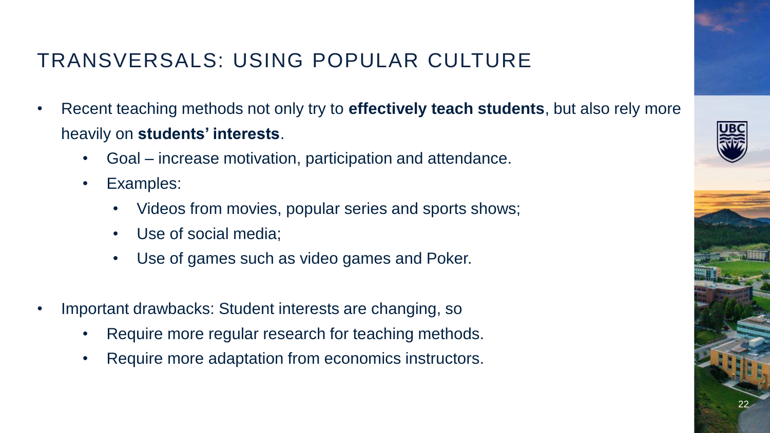# TRANSVERSALS: USING POPULAR CULTURE

- Recent teaching methods not only try to **effectively teach students**, but also rely more heavily on **students' interests**.
    - Goal – increase motivation, participation and attendance.
    - Examples:
        - Videos from movies, popular series and sports shows;
        - Use of social media;
        - Use of games such as video games and Poker.

- Important drawbacks: Student interests are changing, so
    - Require more regular research for teaching methods.
    - Require more adaptation from economics instructors.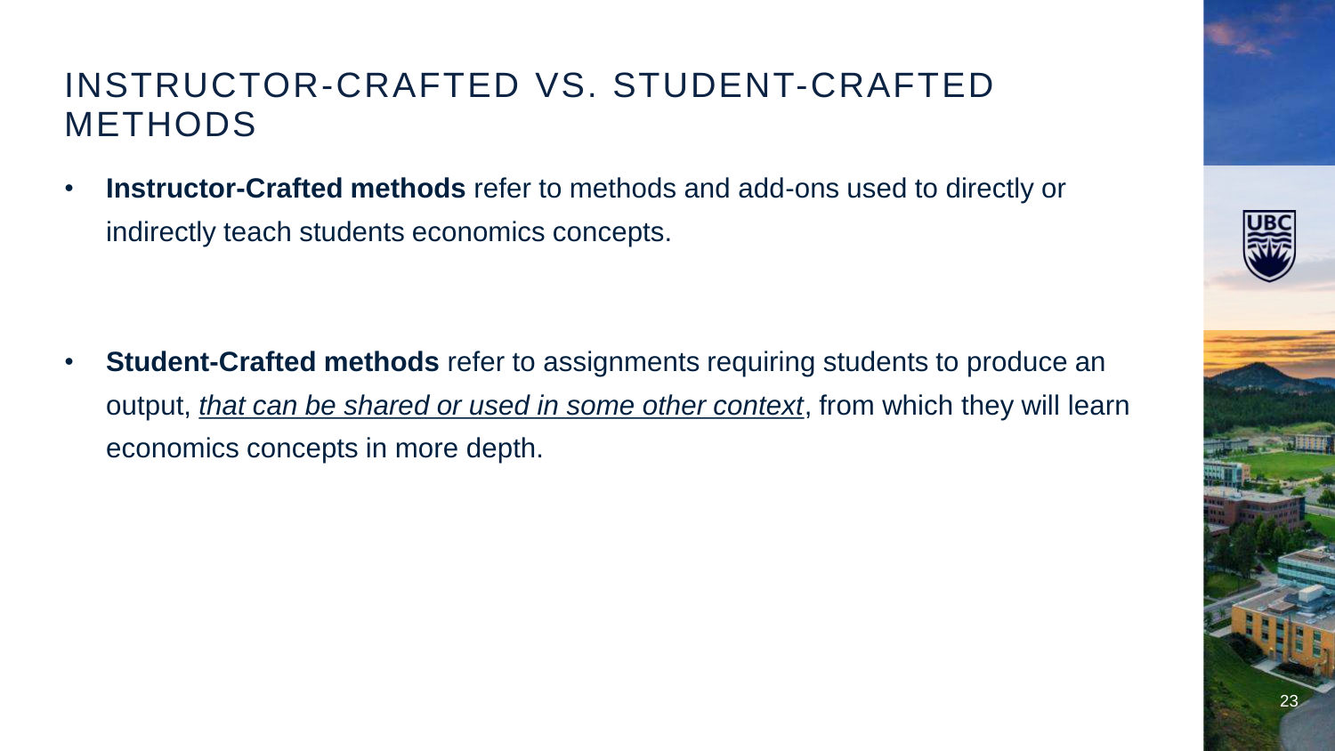# INSTRUCTOR-CRAFTED VS. STUDENT-CRAFTED METHODS

- **Instructor-Crafted methods** refer to methods and add-ons used to directly or indirectly teach students economics concepts.

- **Student-Crafted methods** refer to assignments requiring students to produce an output, *that can be shared or used in some other context*, from which they will learn economics concepts in more depth.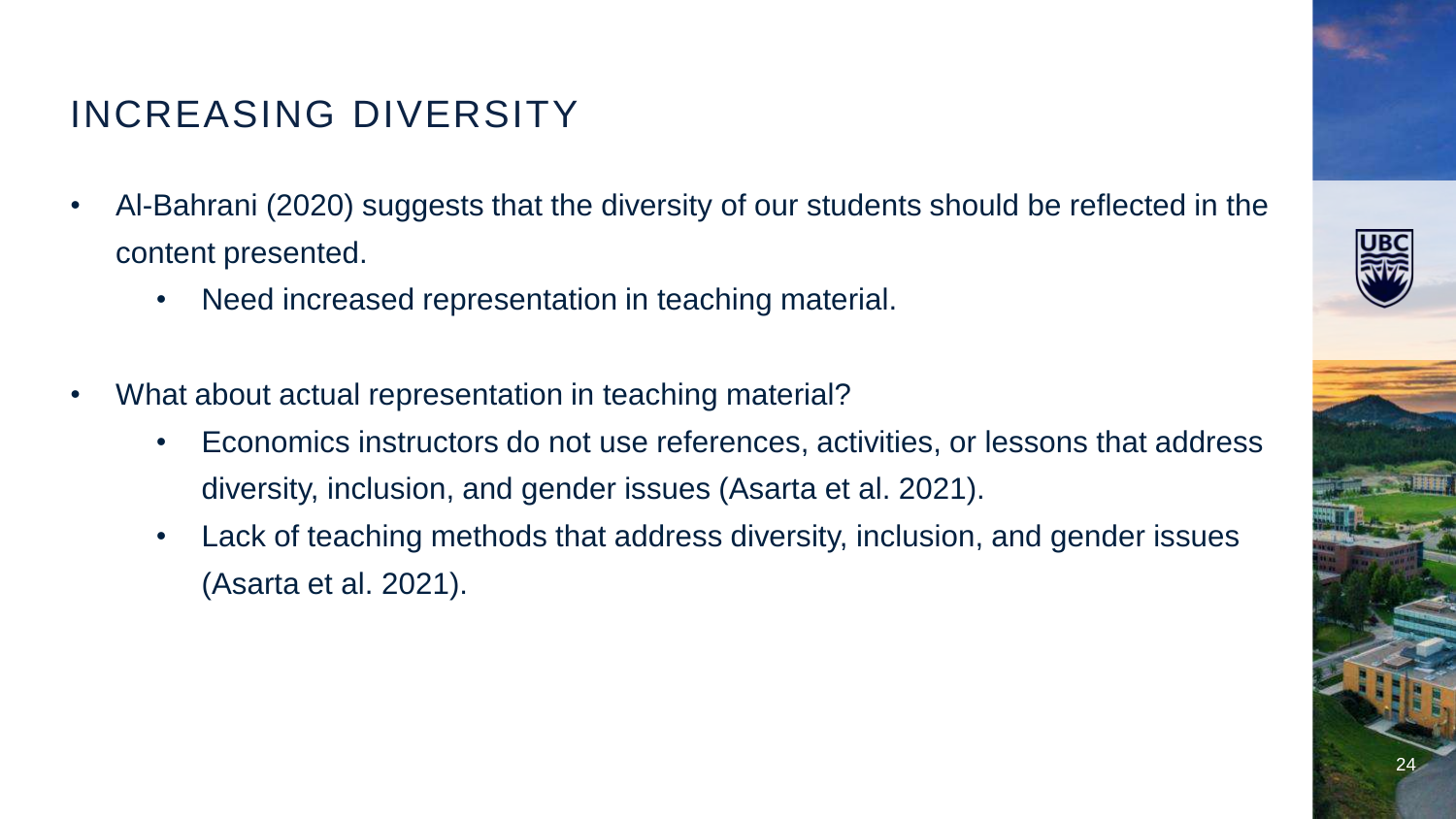# INCREASING DIVERSITY

- Al-Bahrani (2020) suggests that the diversity of our students should be reflected in the content presented.
  - Need increased representation in teaching material.

- What about actual representation in teaching material?
  - Economics instructors do not use references, activities, or lessons that address diversity, inclusion, and gender issues (Asarta et al. 2021).
  - Lack of teaching methods that address diversity, inclusion, and gender issues (Asarta et al. 2021).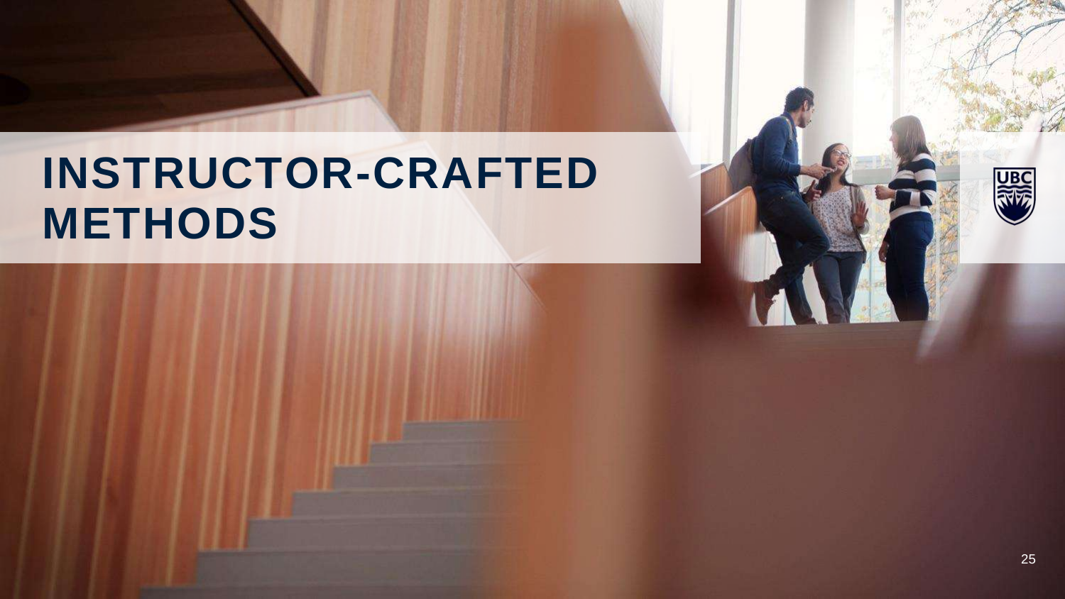# INSTRUCTOR-CRAFTED METHODS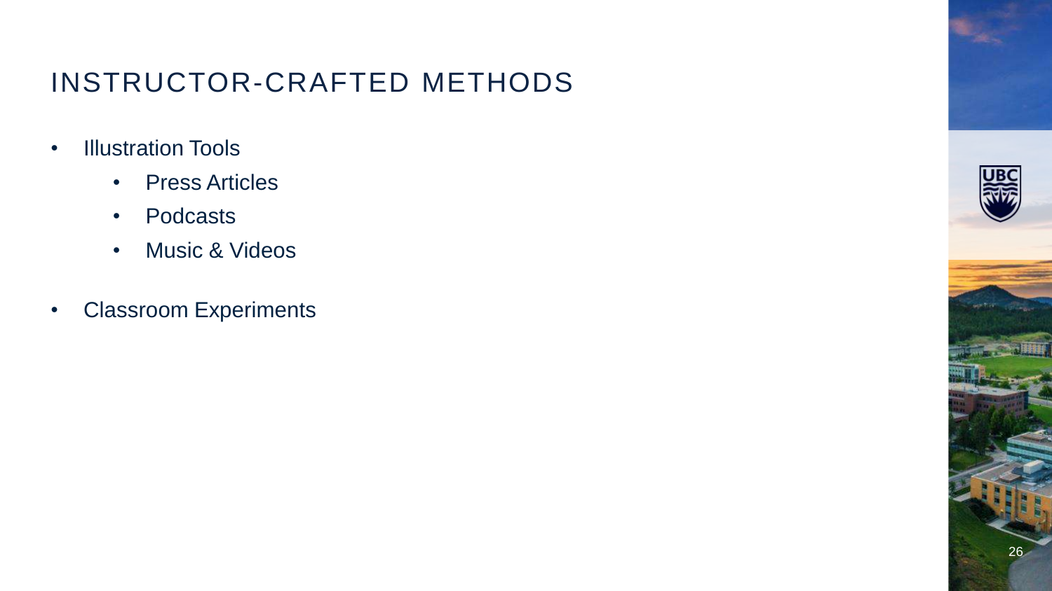# INSTRUCTOR-CRAFTED METHODS

- Illustration Tools
  - Press Articles
  - Podcasts
  - Music & Videos
- Classroom Experiments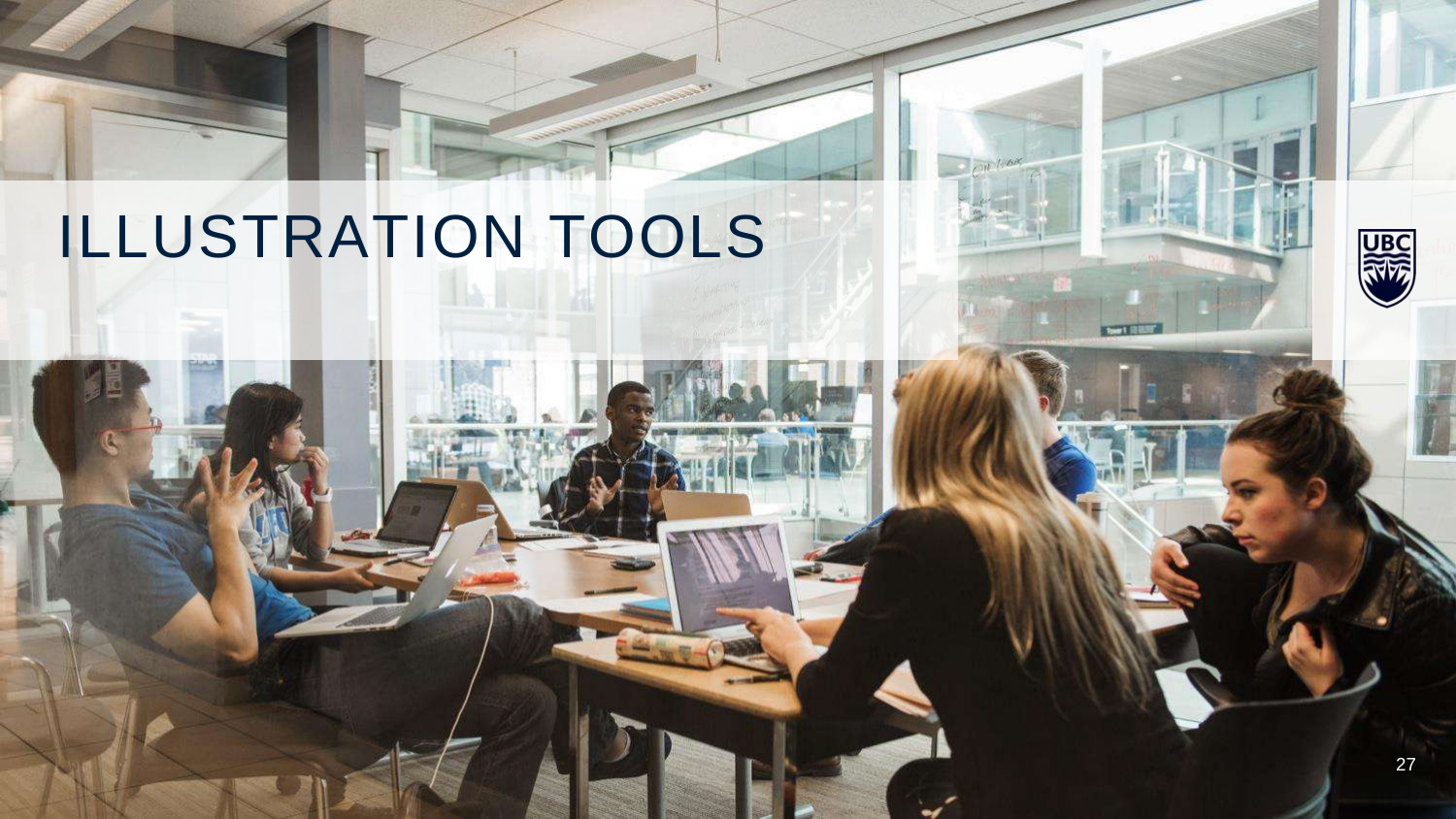# ILLUSTRATION TOOLS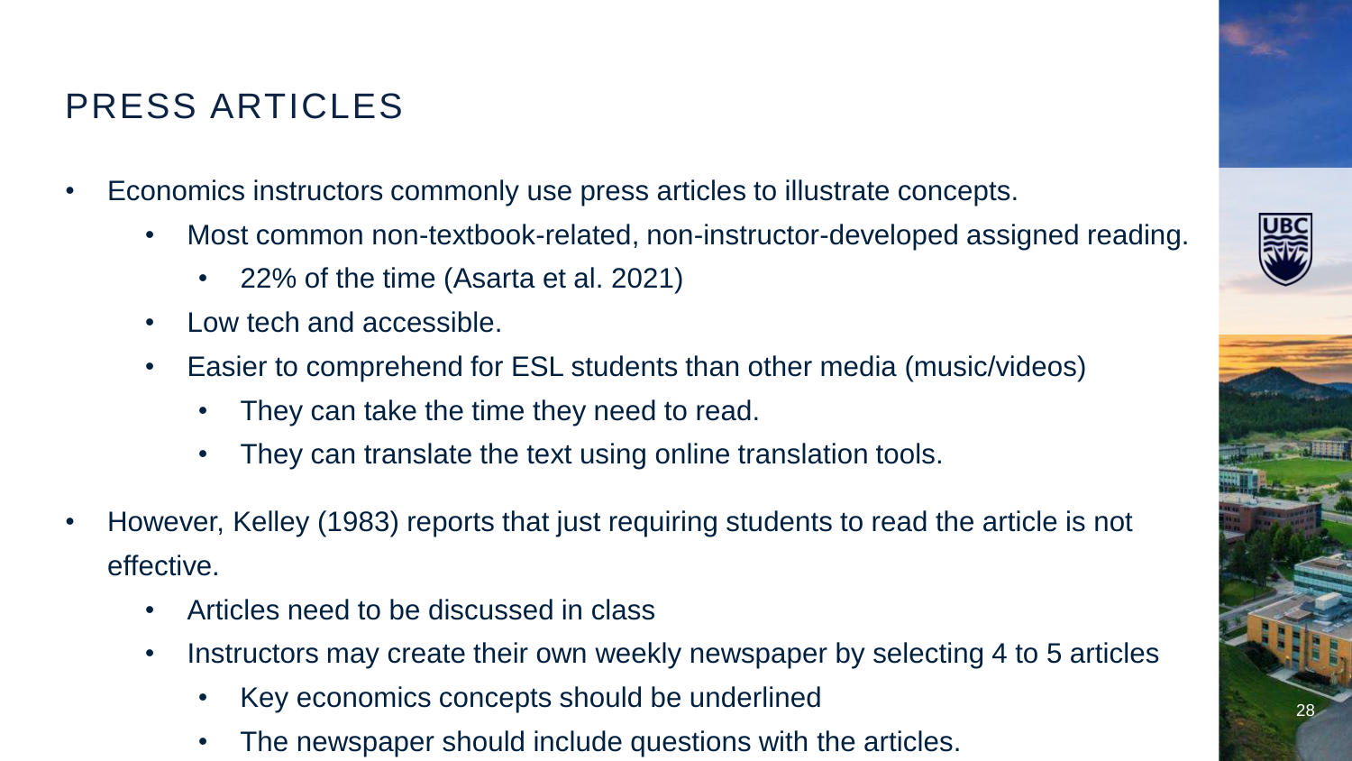## PRESS ARTICLES

- Economics instructors commonly use press articles to illustrate concepts.
  - Most common non-textbook-related, non-instructor-developed assigned reading.
    - 22% of the time (Asarta et al. 2021)
  - Low tech and accessible.
  - Easier to comprehend for ESL students than other media (music/videos)
    - They can take the time they need to read.
    - They can translate the text using online translation tools.
- However, Kelley (1983) reports that just requiring students to read the article is not effective.
  - Articles need to be discussed in class
  - Instructors may create their own weekly newspaper by selecting 4 to 5 articles
    - Key economics concepts should be underlined
    - The newspaper should include questions with the articles.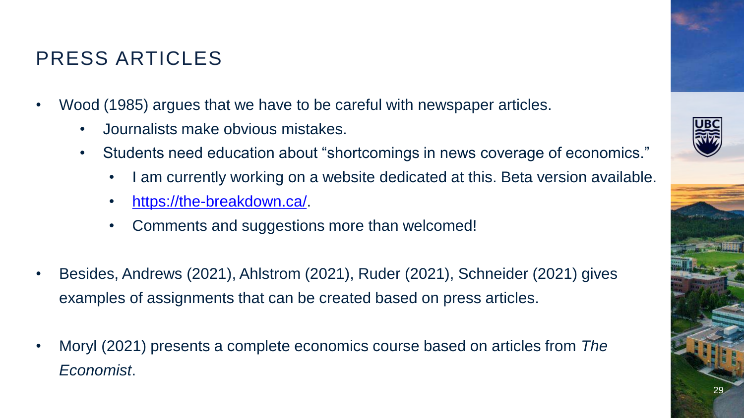# PRESS ARTICLES

- Wood (1985) argues that we have to be careful with newspaper articles.
  - Journalists make obvious mistakes.
  - Students need education about "shortcomings in news coverage of economics."
    - I am currently working on a website dedicated at this. Beta version available.
    - [https://the-breakdown.ca/](https://the-breakdown.ca/).
    - Comments and suggestions more than welcomed!

- Besides, Andrews (2021), Ahlstrom (2021), Ruder (2021), Schneider (2021) gives examples of assignments that can be created based on press articles.

- Moryl (2021) presents a complete economics course based on articles from *The Economist*.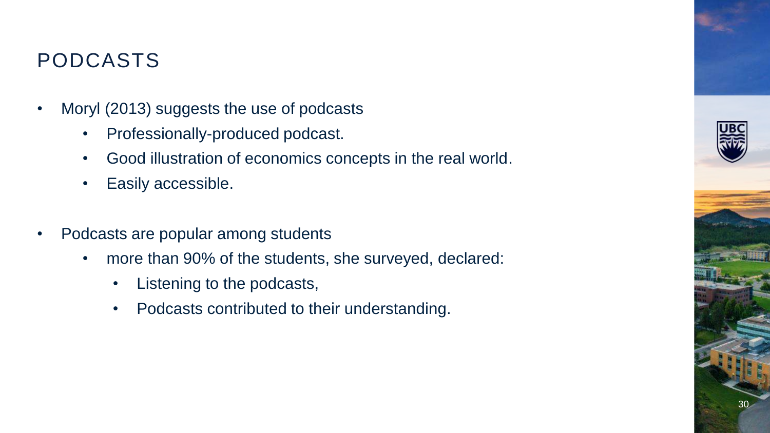# PODCASTS

- Moryl (2013) suggests the use of podcasts
    - Professionally-produced podcast.
    - Good illustration of economics concepts in the real world.
    - Easily accessible.

- Podcasts are popular among students
    - more than 90% of the students, she surveyed, declared:
        - Listening to the podcasts,
        - Podcasts contributed to their understanding.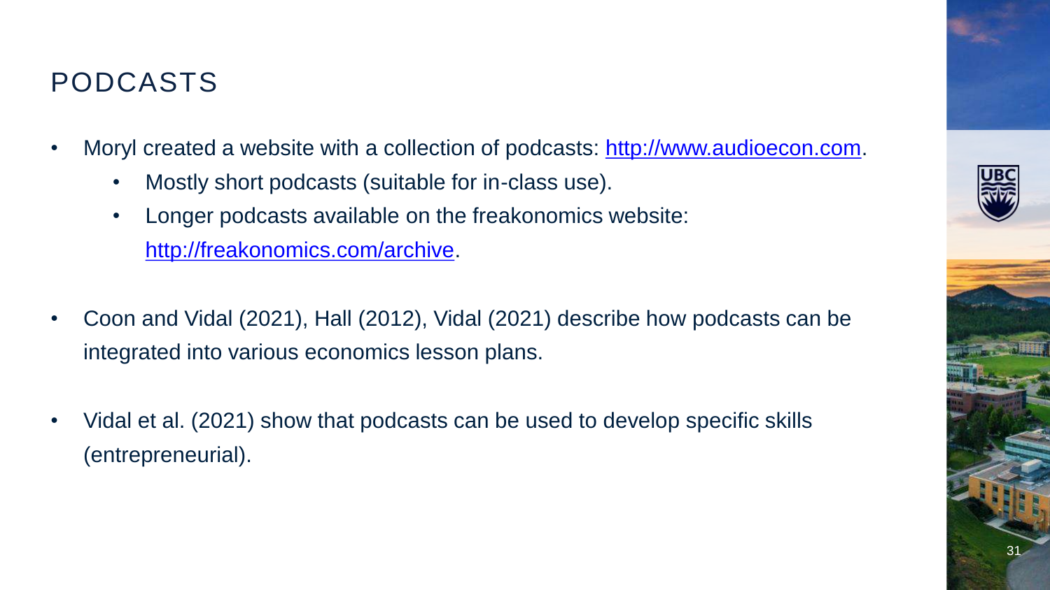# PODCASTS

- Moryl created a website with a collection of podcasts: [http://www.audioecon.com](http://www.audioecon.com).
  - Mostly short podcasts (suitable for in-class use).
  - Longer podcasts available on the freakonomics website: [http://freakonomics.com/archive](http://freakonomics.com/archive).
- Coon and Vidal (2021), Hall (2012), Vidal (2021) describe how podcasts can be integrated into various economics lesson plans.
- Vidal et al. (2021) show that podcasts can be used to develop specific skills (entrepreneurial).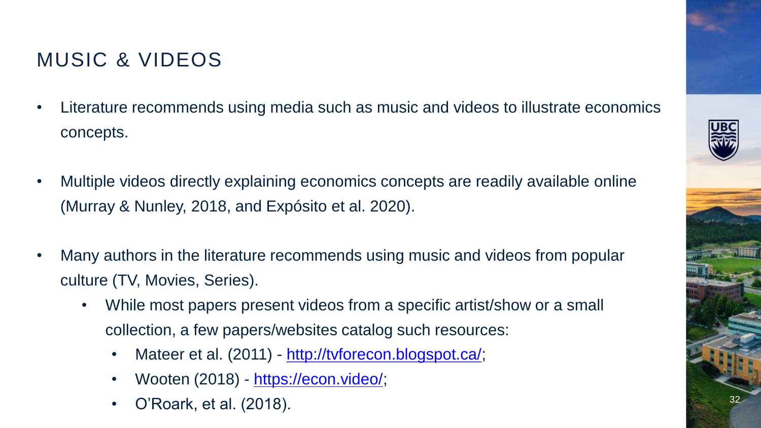# MUSIC & VIDEOS

- Literature recommends using media such as music and videos to illustrate economics concepts.
- Multiple videos directly explaining economics concepts are readily available online (Murray & Nunley, 2018, and Expósito et al. 2020).
- Many authors in the literature recommends using music and videos from popular culture (TV, Movies, Series).
  - While most papers present videos from a specific artist/show or a small collection, a few papers/websites catalog such resources:
    - Mateer et al. (2011) - http://tvforecon.blogspot.ca/;
    - Wooten (2018) - https://econ.video/;
    - O'Roark, et al. (2018).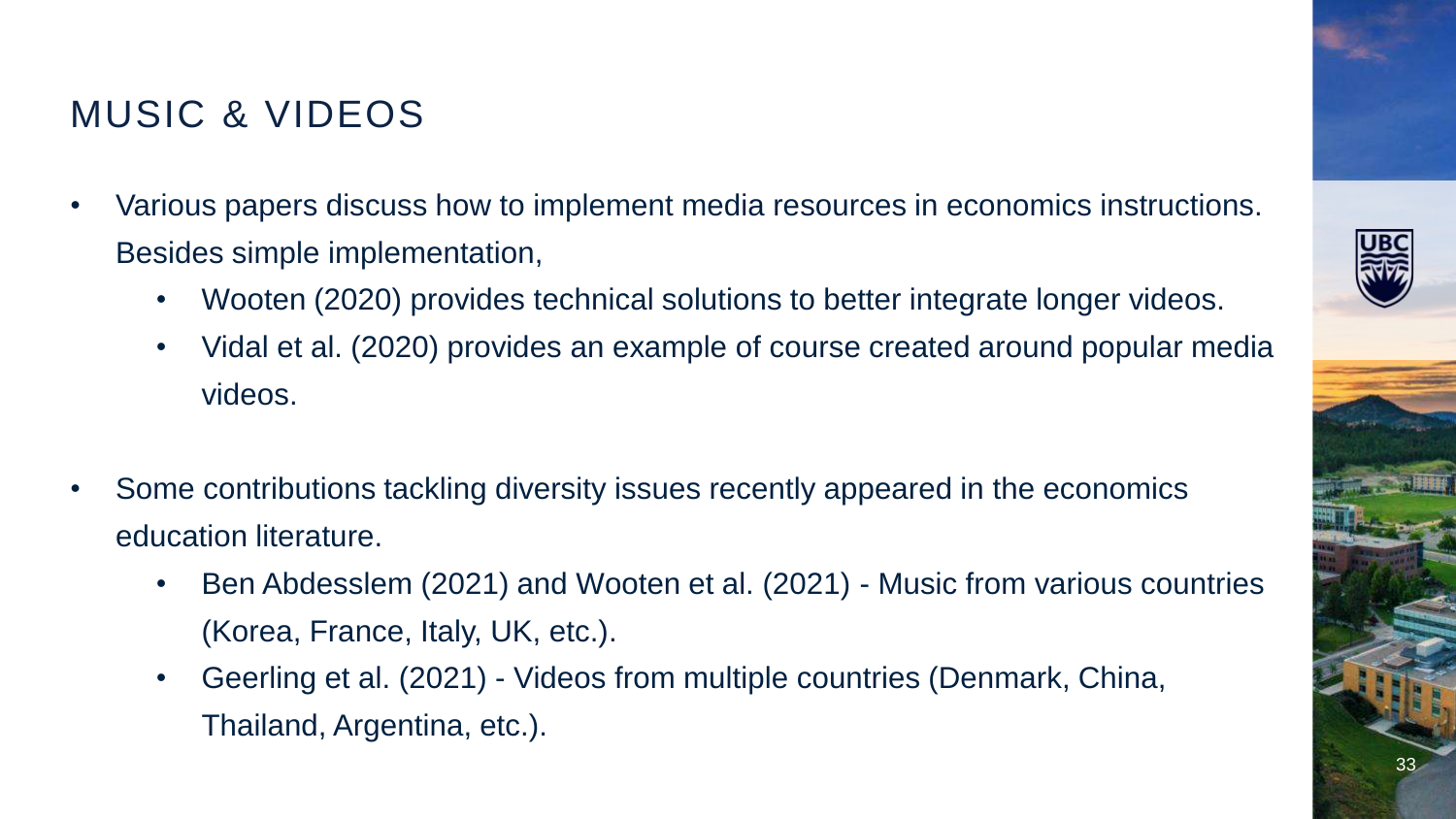# MUSIC & VIDEOS

- Various papers discuss how to implement media resources in economics instructions. Besides simple implementation,
  - Wooten (2020) provides technical solutions to better integrate longer videos.
  - Vidal et al. (2020) provides an example of course created around popular media videos.

- Some contributions tackling diversity issues recently appeared in the economics education literature.
  - Ben Abdesslem (2021) and Wooten et al. (2021) - Music from various countries (Korea, France, Italy, UK, etc.).
  - Geerling et al. (2021) - Videos from multiple countries (Denmark, China, Thailand, Argentina, etc.).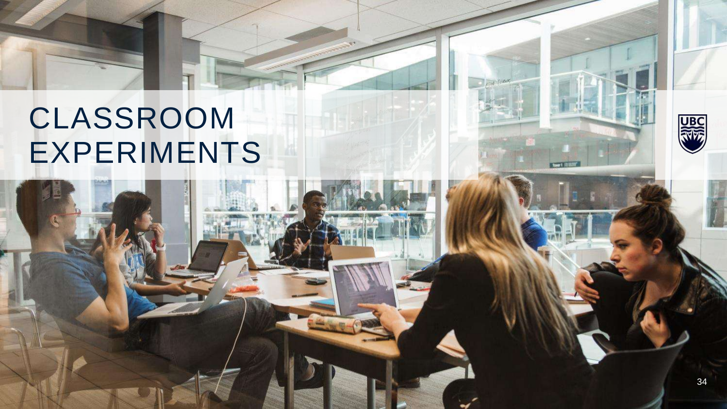# CLASSROOM EXPERIMENTS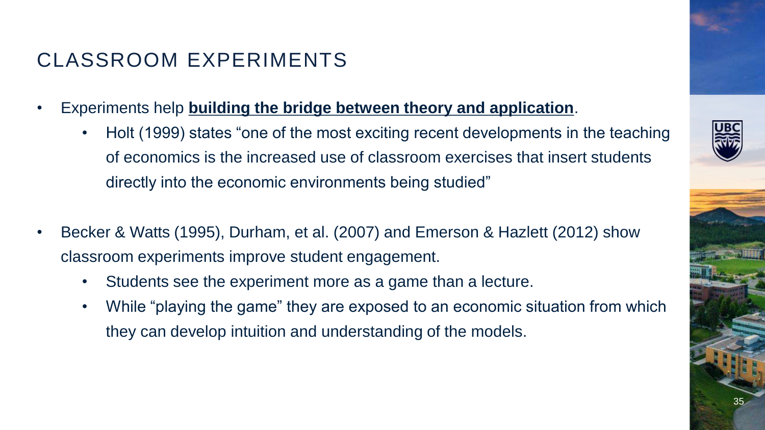## CLASSROOM EXPERIMENTS

- Experiments help <u>**building the bridge between theory and application**</u>.
    - Holt (1999) states "one of the most exciting recent developments in the teaching of economics is the increased use of classroom exercises that insert students directly into the economic environments being studied"

- Becker & Watts (1995), Durham, et al. (2007) and Emerson & Hazlett (2012) show classroom experiments improve student engagement.
    - Students see the experiment more as a game than a lecture.
    - While "playing the game" they are exposed to an economic situation from which they can develop intuition and understanding of the models.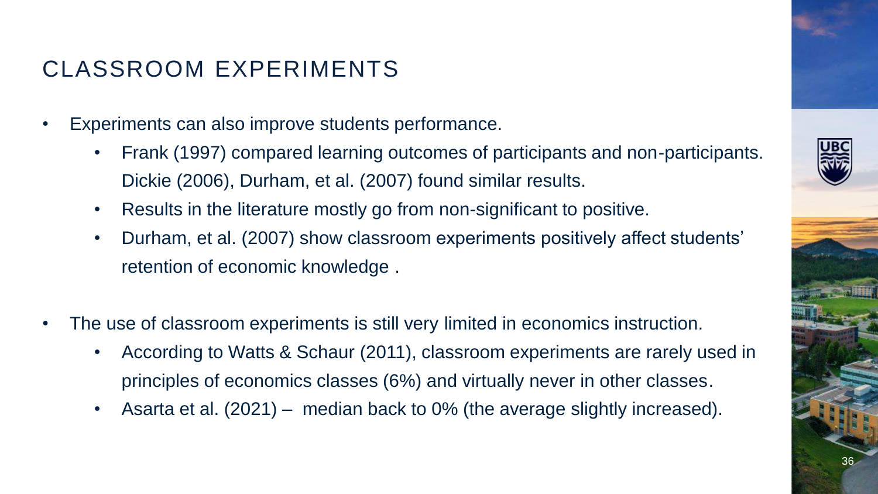# CLASSROOM EXPERIMENTS

- Experiments can also improve students performance.
  - Frank (1997) compared learning outcomes of participants and non-participants. Dickie (2006), Durham, et al. (2007) found similar results.
  - Results in the literature mostly go from non-significant to positive.
  - Durham, et al. (2007) show classroom experiments positively affect students' retention of economic knowledge .
- The use of classroom experiments is still very limited in economics instruction.
  - According to Watts & Schaur (2011), classroom experiments are rarely used in principles of economics classes (6%) and virtually never in other classes.
  - Asarta et al. (2021) – median back to 0% (the average slightly increased).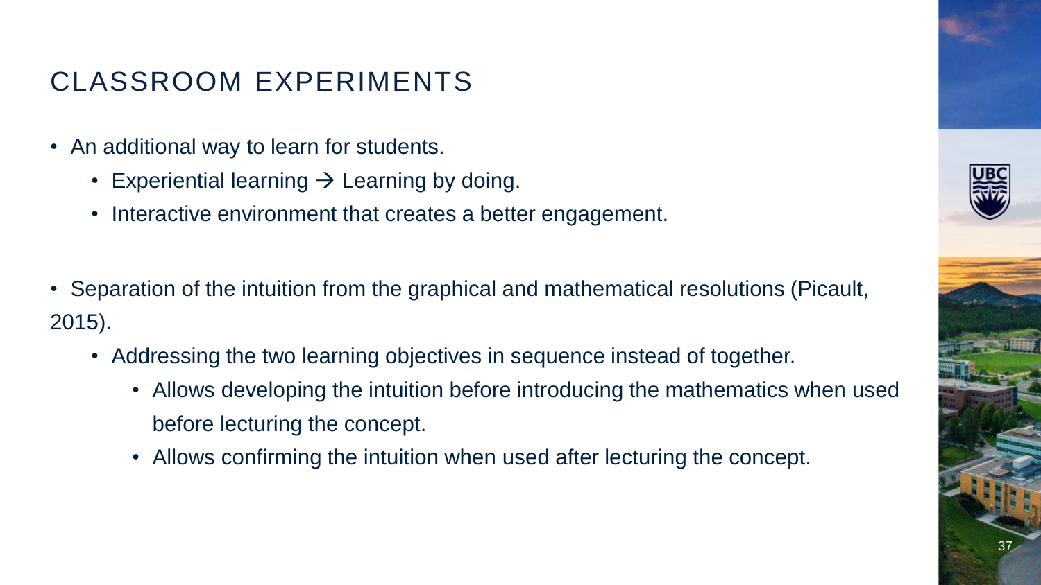## CLASSROOM EXPERIMENTS

- An additional way to learn for students.
  - Experiential learning → Learning by doing.
  - Interactive environment that creates a better engagement.

- Separation of the intuition from the graphical and mathematical resolutions (Picault, 2015).
  - Addressing the two learning objectives in sequence instead of together.
    - Allows developing the intuition before introducing the mathematics when used before lecturing the concept.
    - Allows confirming the intuition when used after lecturing the concept.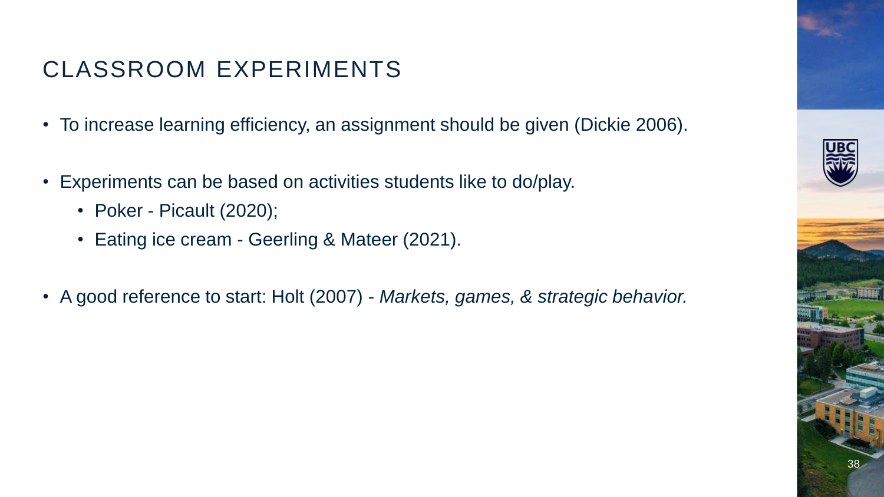# CLASSROOM EXPERIMENTS

- To increase learning efficiency, an assignment should be given (Dickie 2006).
- Experiments can be based on activities students like to do/play.
  - Poker - Picault (2020);
  - Eating ice cream - Geerling & Mateer (2021).
- A good reference to start: Holt (2007) - *Markets, games, & strategic behavior.*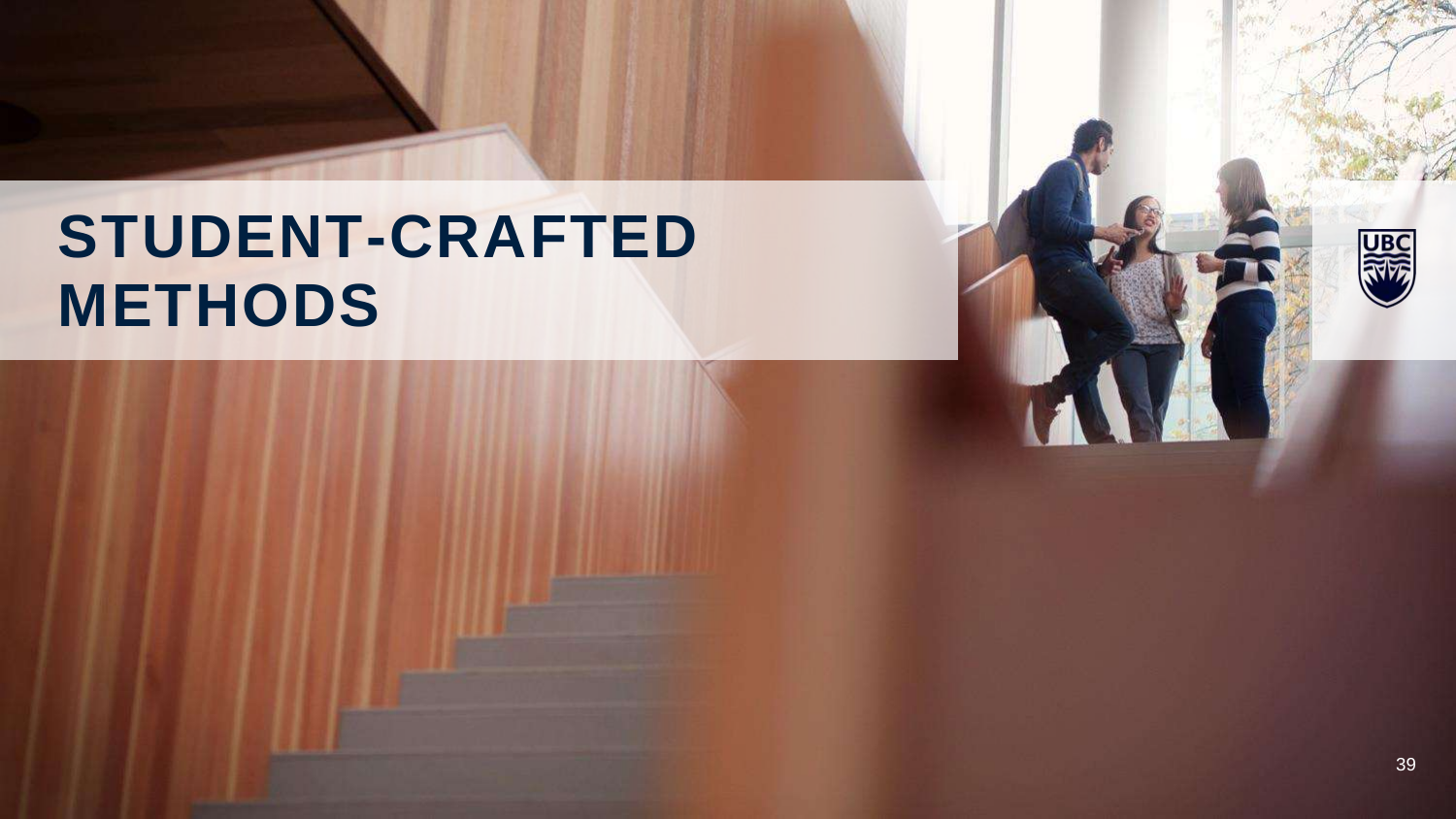# STUDENT-CRAFTED METHODS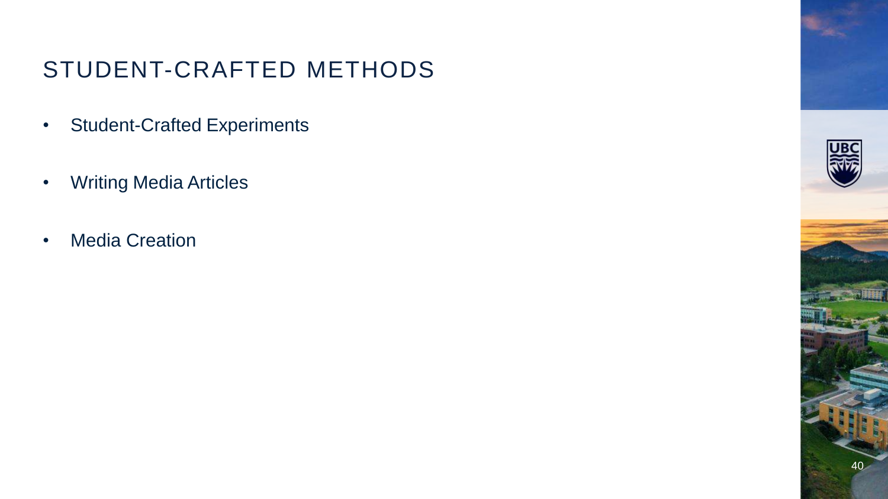# STUDENT-CRAFTED METHODS

- Student-Crafted Experiments
- Writing Media Articles
- Media Creation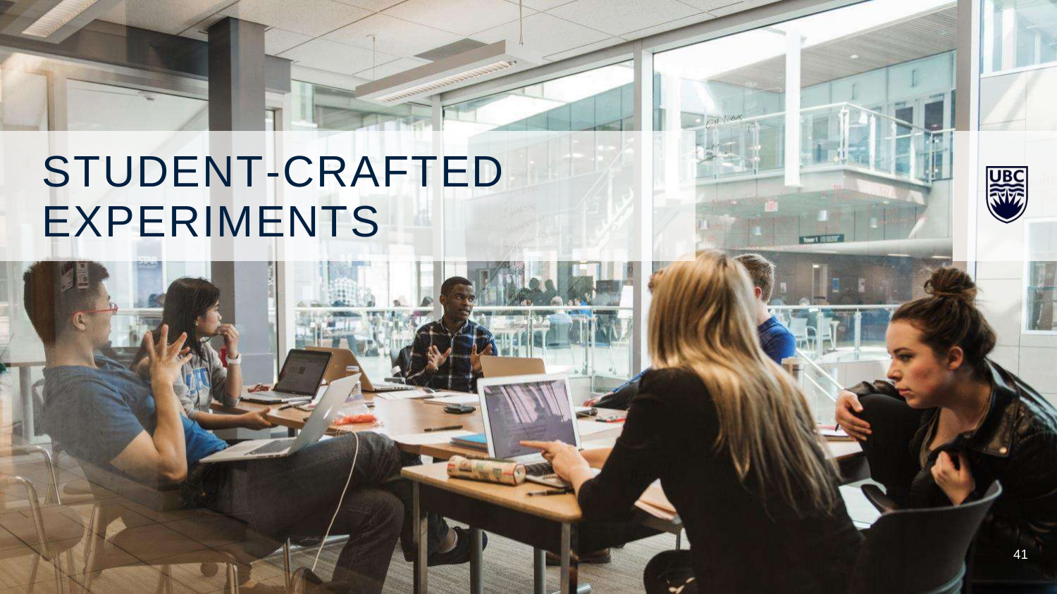# STUDENT-CRAFTED EXPERIMENTS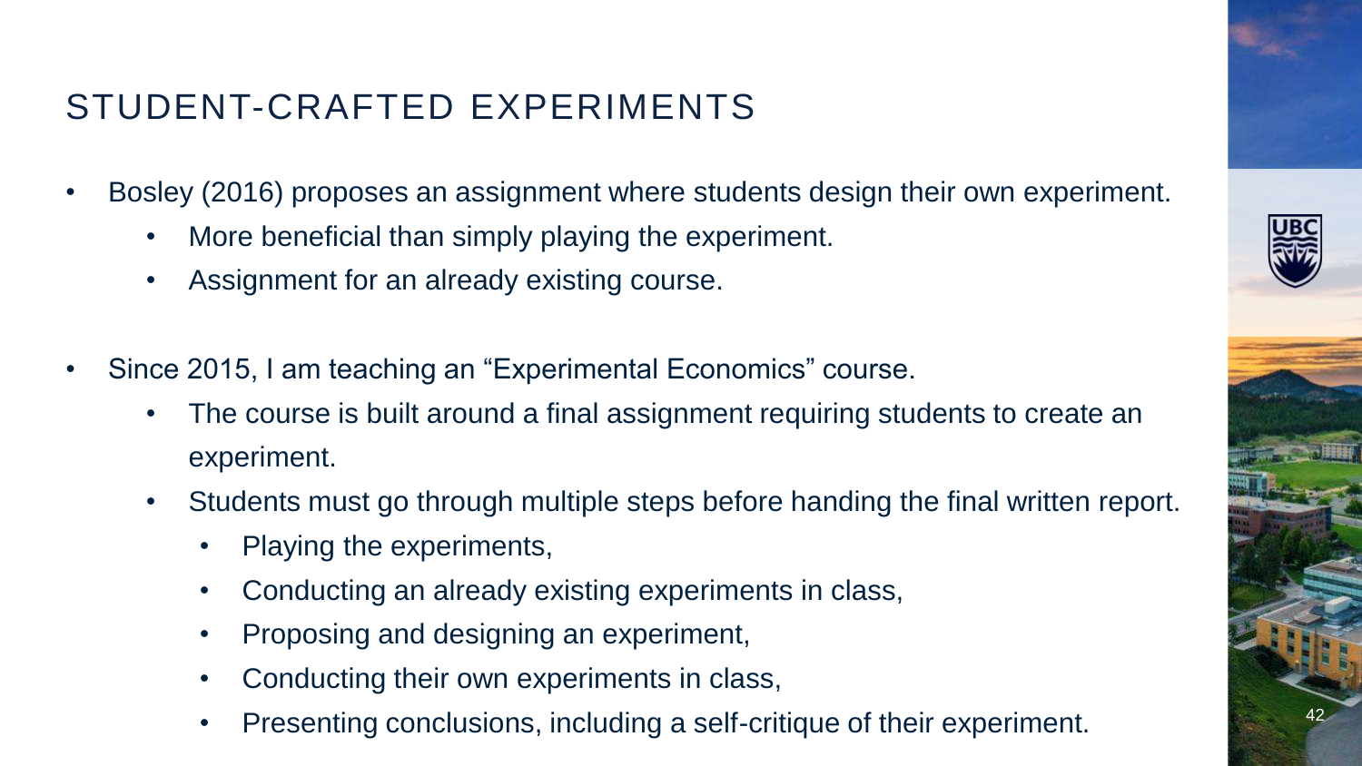## STUDENT-CRAFTED EXPERIMENTS

- Bosley (2016) proposes an assignment where students design their own experiment.
    - More beneficial than simply playing the experiment.
    - Assignment for an already existing course.
- Since 2015, I am teaching an "Experimental Economics" course.
    - The course is built around a final assignment requiring students to create an experiment.
    - Students must go through multiple steps before handing the final written report.
        - Playing the experiments,
        - Conducting an already existing experiments in class,
        - Proposing and designing an experiment,
        - Conducting their own experiments in class,
        - Presenting conclusions, including a self-critique of their experiment.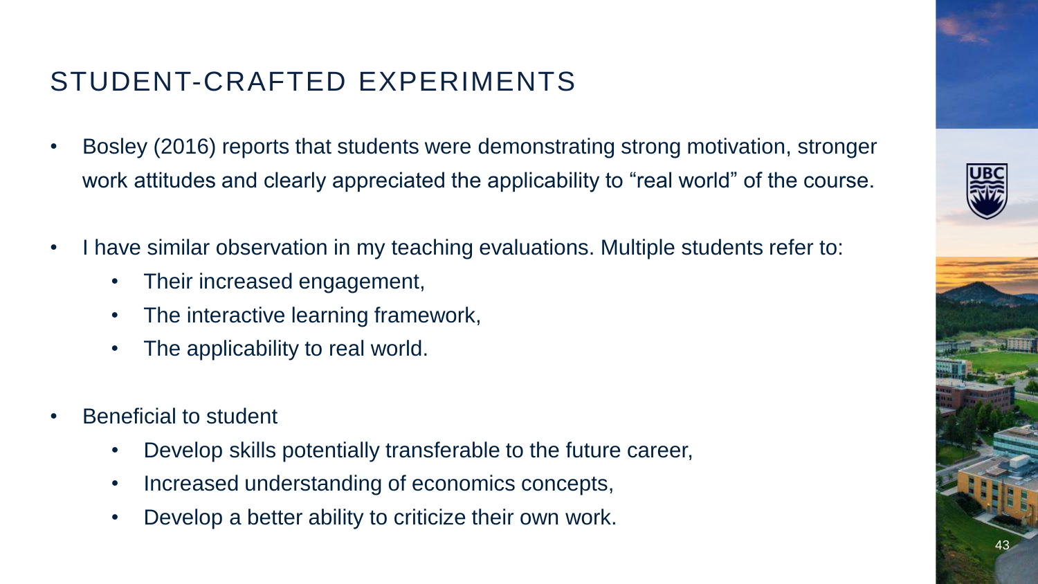# STUDENT-CRAFTED EXPERIMENTS

- Bosley (2016) reports that students were demonstrating strong motivation, stronger work attitudes and clearly appreciated the applicability to "real world" of the course.

- I have similar observation in my teaching evaluations. Multiple students refer to:
  - Their increased engagement,
  - The interactive learning framework,
  - The applicability to real world.

- Beneficial to student
  - Develop skills potentially transferable to the future career,
  - Increased understanding of economics concepts,
  - Develop a better ability to criticize their own work.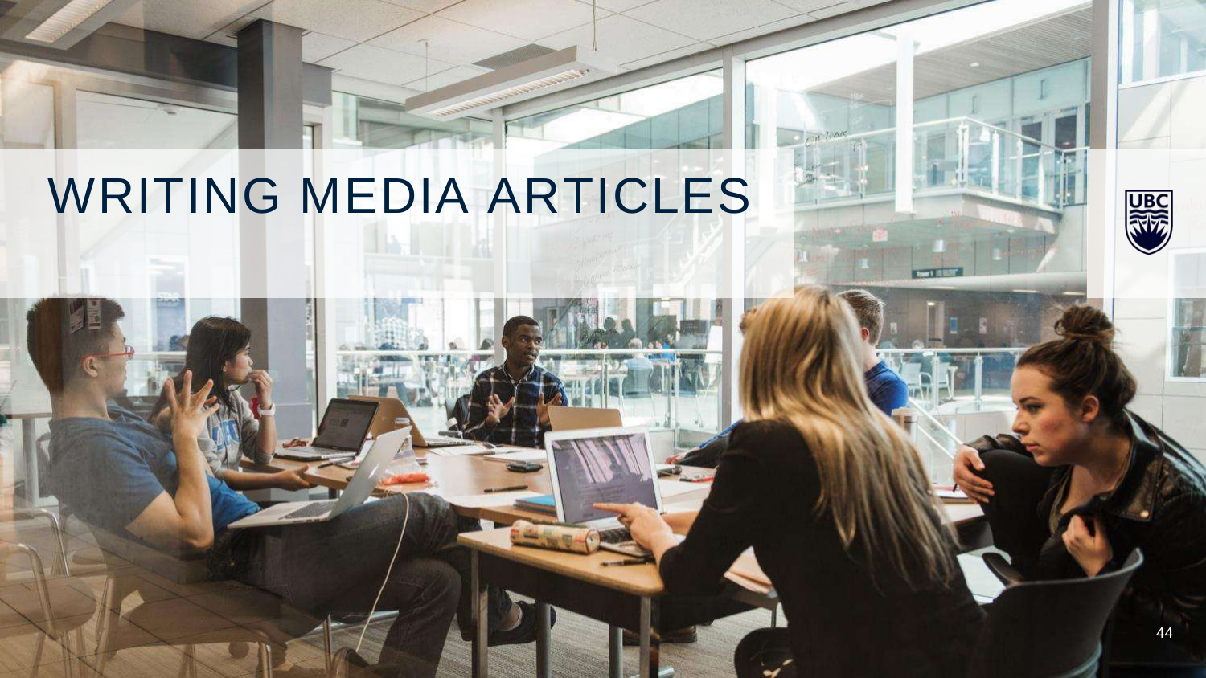# WRITING MEDIA ARTICLES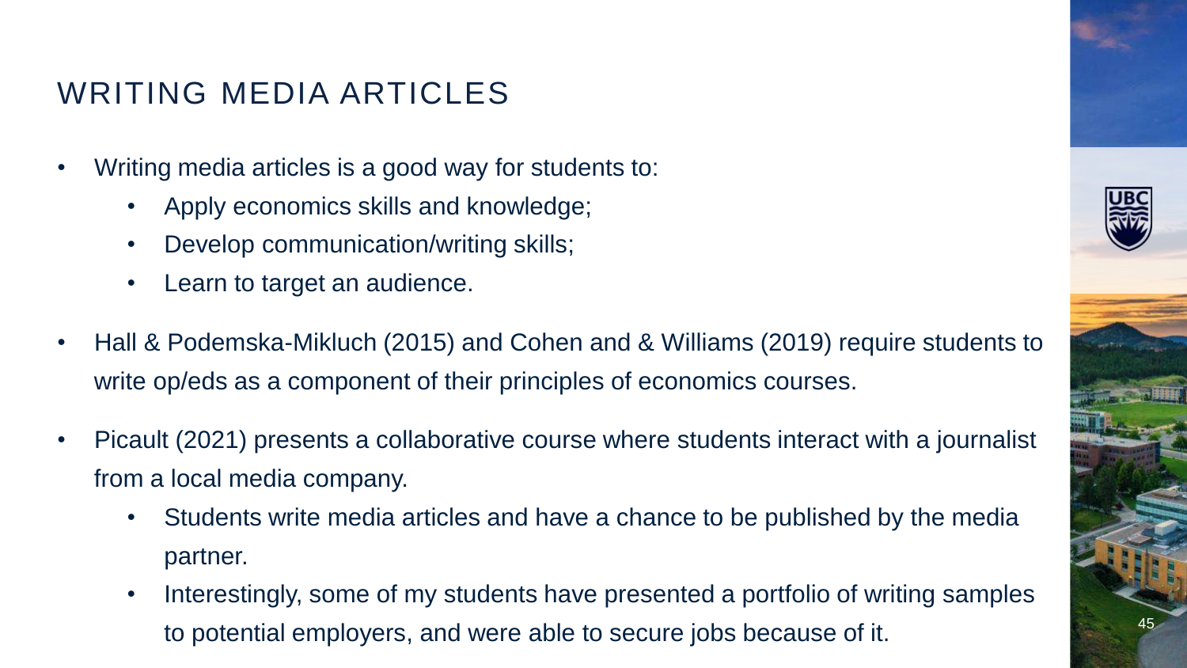# WRITING MEDIA ARTICLES

- Writing media articles is a good way for students to:
  - Apply economics skills and knowledge;
  - Develop communication/writing skills;
  - Learn to target an audience.
- Hall & Podemska-Mikluch (2015) and Cohen and & Williams (2019) require students to write op/eds as a component of their principles of economics courses.
- Picault (2021) presents a collaborative course where students interact with a journalist from a local media company.
  - Students write media articles and have a chance to be published by the media partner.
  - Interestingly, some of my students have presented a portfolio of writing samples to potential employers, and were able to secure jobs because of it.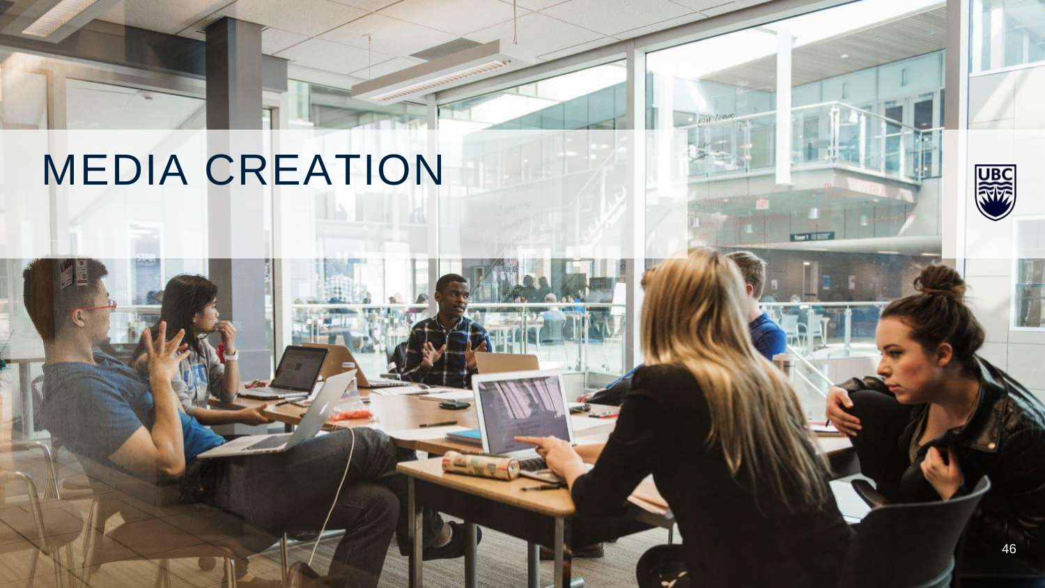# MEDIA CREATION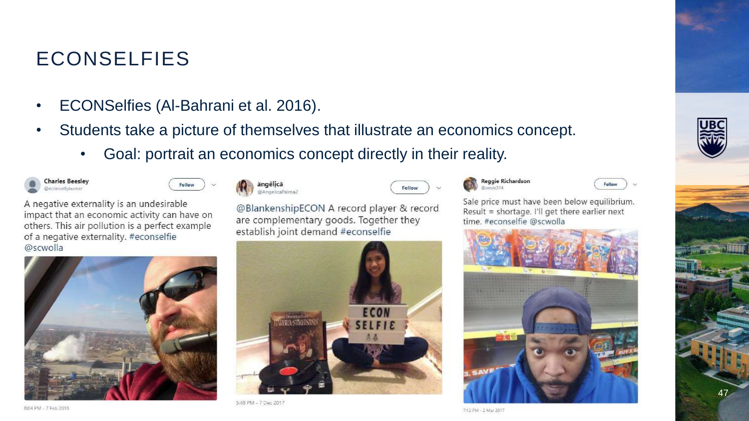# ECONSELFIES

- ECONSelfies (Al-Bahrani et al. 2016).
- Students take a picture of themselves that illustrate an economics concept.
  - Goal: portrait an economics concept directly in their reality.

**Charles Beesley** @econselfyburner

A negative externality is an undesirable impact that an economic activity can have on others. This air pollution is a perfect example of a negative externality. #econselfie @scwolla

8:04 PM - 7 Feb 2018

**ängêlįcä** @AngelicaPalma2

@BlankenshipECON A record player & record are complementary goods. Together they establish joint demand #econselfie

5:48 PM - 7 Dec 2017

**Reggie Richardson** @swole314

Sale price must have been below equilibrium. Result = shortage. I'll get there earlier next time. #econselfie @scwolla

7:12 PM - 2 Mar 2017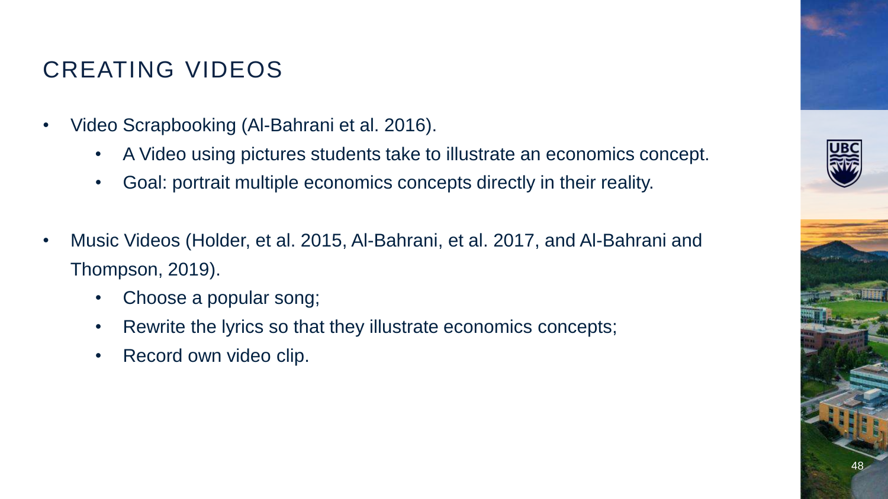# CREATING VIDEOS

- Video Scrapbooking (Al-Bahrani et al. 2016).
  - A Video using pictures students take to illustrate an economics concept.
  - Goal: portrait multiple economics concepts directly in their reality.

- Music Videos (Holder, et al. 2015, Al-Bahrani, et al. 2017, and Al-Bahrani and Thompson, 2019).
  - Choose a popular song;
  - Rewrite the lyrics so that they illustrate economics concepts;
  - Record own video clip.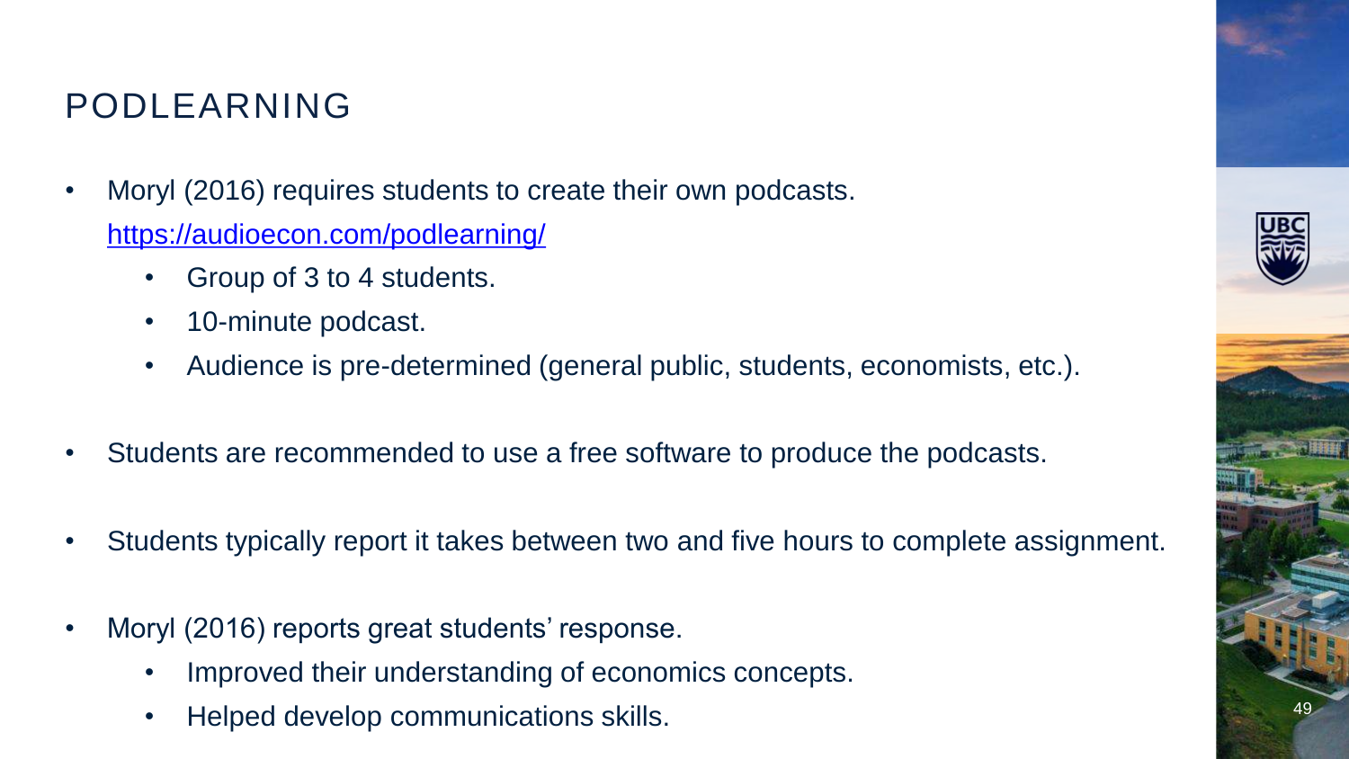# PODLEARNING

- Moryl (2016) requires students to create their own podcasts. https://audioecon.com/podlearning/
  - Group of 3 to 4 students.
  - 10-minute podcast.
  - Audience is pre-determined (general public, students, economists, etc.).

- Students are recommended to use a free software to produce the podcasts.

- Students typically report it takes between two and five hours to complete assignment.

- Moryl (2016) reports great students' response.
  - Improved their understanding of economics concepts.
  - Helped develop communications skills.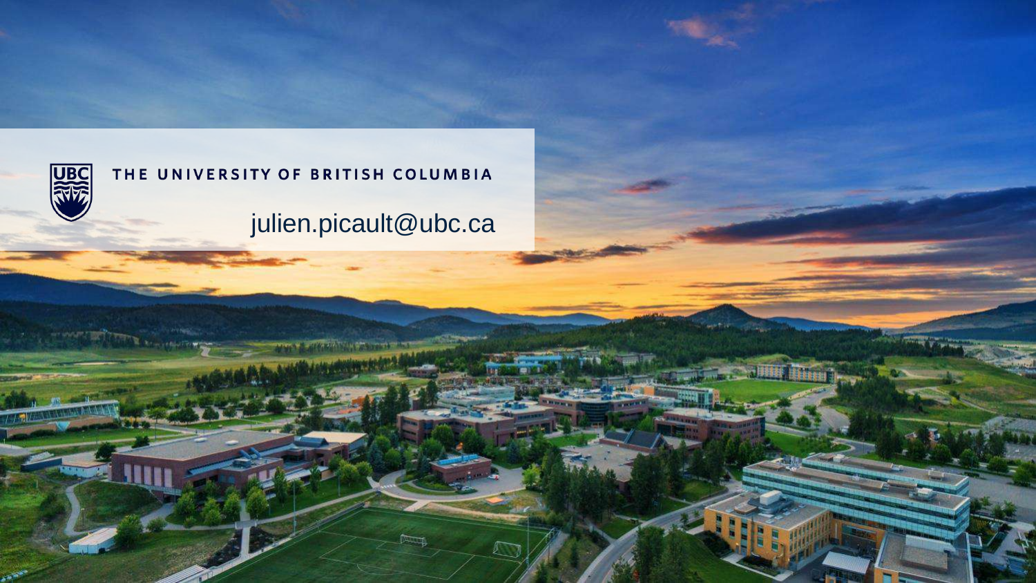THE UNIVERSITY OF BRITISH COLUMBIA

julien.picault@ubc.ca